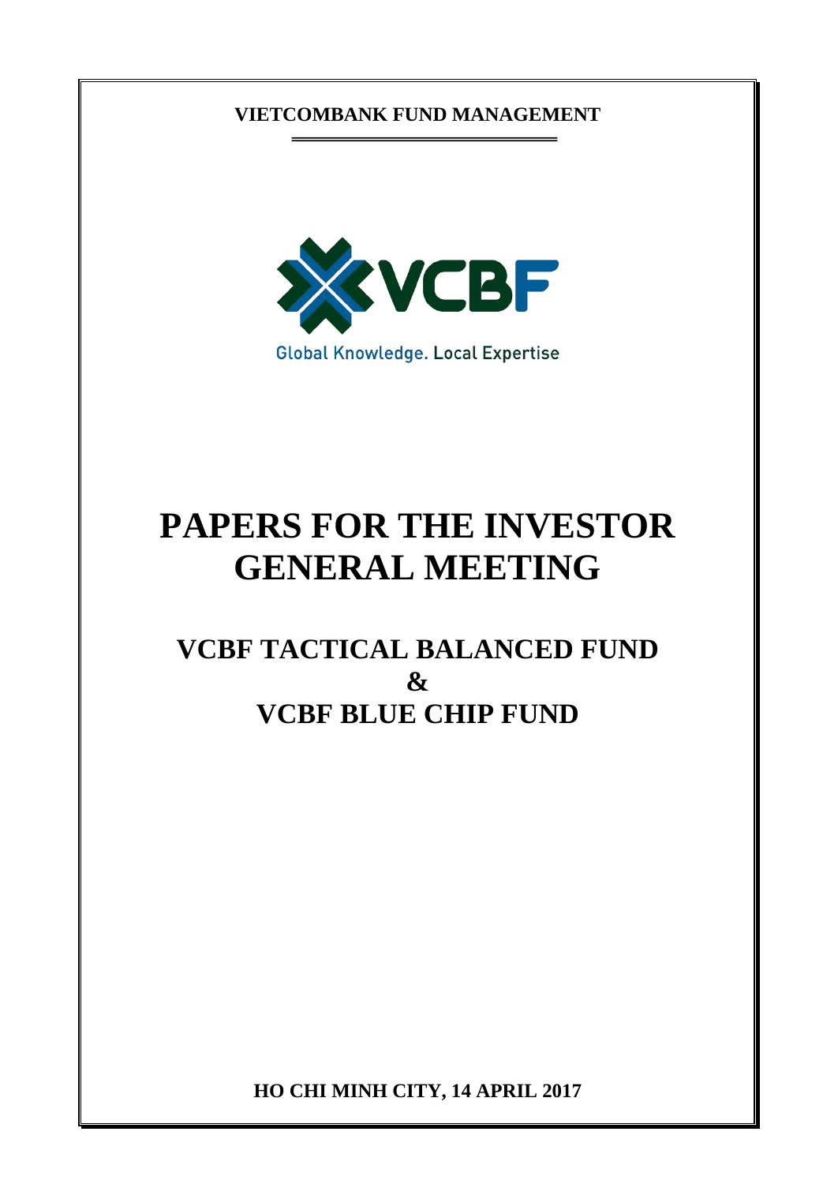**VIETCOMBANK FUND MANAGEMENT**

VCBF

Global Knowledge. Local Expertise

# PAPERS FOR THE INVESTOR GENERAL MEETING

## VCBF TACTICAL BALANCED FUND
## &
## VCBF BLUE CHIP FUND

**HO CHI MINH CITY, 14 APRIL 2017**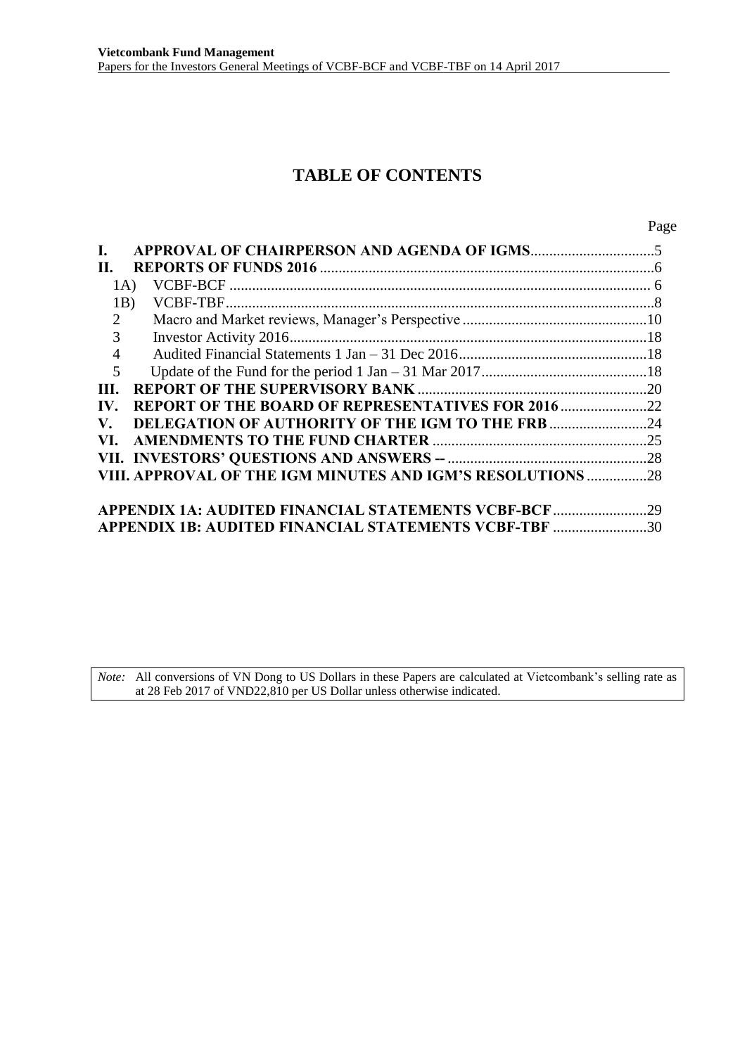# TABLE OF CONTENTS

| | | Page |
|---|---|---|
| **I.** | **APPROVAL OF CHAIRPERSON AND AGENDA OF IGMS** | 5 |
| **II.** | **REPORTS OF FUNDS 2016** | 6 |
| 1A) | VCBF-BCF | 6 |
| 1B) | VCBF-TBF | 8 |
| 2 | Macro and Market reviews, Manager's Perspective | 10 |
| 3 | Investor Activity 2016 | 18 |
| 4 | Audited Financial Statements 1 Jan – 31 Dec 2016 | 18 |
| 5 | Update of the Fund for the period 1 Jan – 31 Mar 2017 | 18 |
| **III.** | **REPORT OF THE SUPERVISORY BANK** | 20 |
| **IV.** | **REPORT OF THE BOARD OF REPRESENTATIVES FOR 2016** | 22 |
| **V.** | **DELEGATION OF AUTHORITY OF THE IGM TO THE FRB** | 24 |
| **VI.** | **AMENDMENTS TO THE FUND CHARTER** | 25 |
| **VII.** | **INVESTORS' QUESTIONS AND ANSWERS --** | 28 |
| **VIII.** | **APPROVAL OF THE IGM MINUTES AND IGM'S RESOLUTIONS** | 28 |
| | **APPENDIX 1A: AUDITED FINANCIAL STATEMENTS VCBF-BCF** | 29 |
| | **APPENDIX 1B: AUDITED FINANCIAL STATEMENTS VCBF-TBF** | 30 |

*Note:* All conversions of VN Dong to US Dollars in these Papers are calculated at Vietcombank's selling rate as at 28 Feb 2017 of VND22,810 per US Dollar unless otherwise indicated.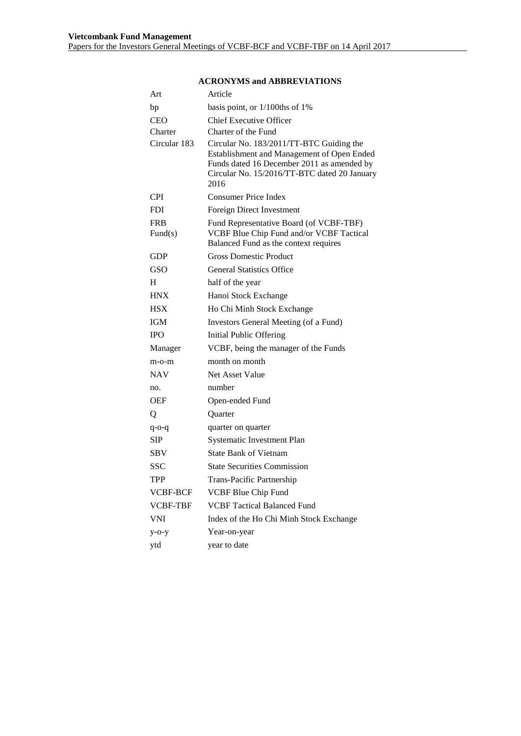## ACRONYMS and ABBREVIATIONS

| | |
|---|---|
| Art | Article |
| bp | basis point, or 1/100ths of 1% |
| CEO | Chief Executive Officer |
| Charter | Charter of the Fund |
| Circular 183 | Circular No. 183/2011/TT-BTC Guiding the Establishment and Management of Open Ended Funds dated 16 December 2011 as amended by Circular No. 15/2016/TT-BTC dated 20 January 2016 |
| CPI | Consumer Price Index |
| FDI | Foreign Direct Investment |
| FRB | Fund Representative Board (of VCBF-TBF) |
| Fund(s) | VCBF Blue Chip Fund and/or VCBF Tactical Balanced Fund as the context requires |
| GDP | Gross Domestic Product |
| GSO | General Statistics Office |
| H | half of the year |
| HNX | Hanoi Stock Exchange |
| HSX | Ho Chi Minh Stock Exchange |
| IGM | Investors General Meeting (of a Fund) |
| IPO | Initial Public Offering |
| Manager | VCBF, being the manager of the Funds |
| m-o-m | month on month |
| NAV | Net Asset Value |
| no. | number |
| OEF | Open-ended Fund |
| Q | Quarter |
| q-o-q | quarter on quarter |
| SIP | Systematic Investment Plan |
| SBV | State Bank of Vietnam |
| SSC | State Securities Commission |
| TPP | Trans-Pacific Partnership |
| VCBF-BCF | VCBF Blue Chip Fund |
| VCBF-TBF | VCBF Tactical Balanced Fund |
| VNI | Index of the Ho Chi Minh Stock Exchange |
| y-o-y | Year-on-year |
| ytd | year to date |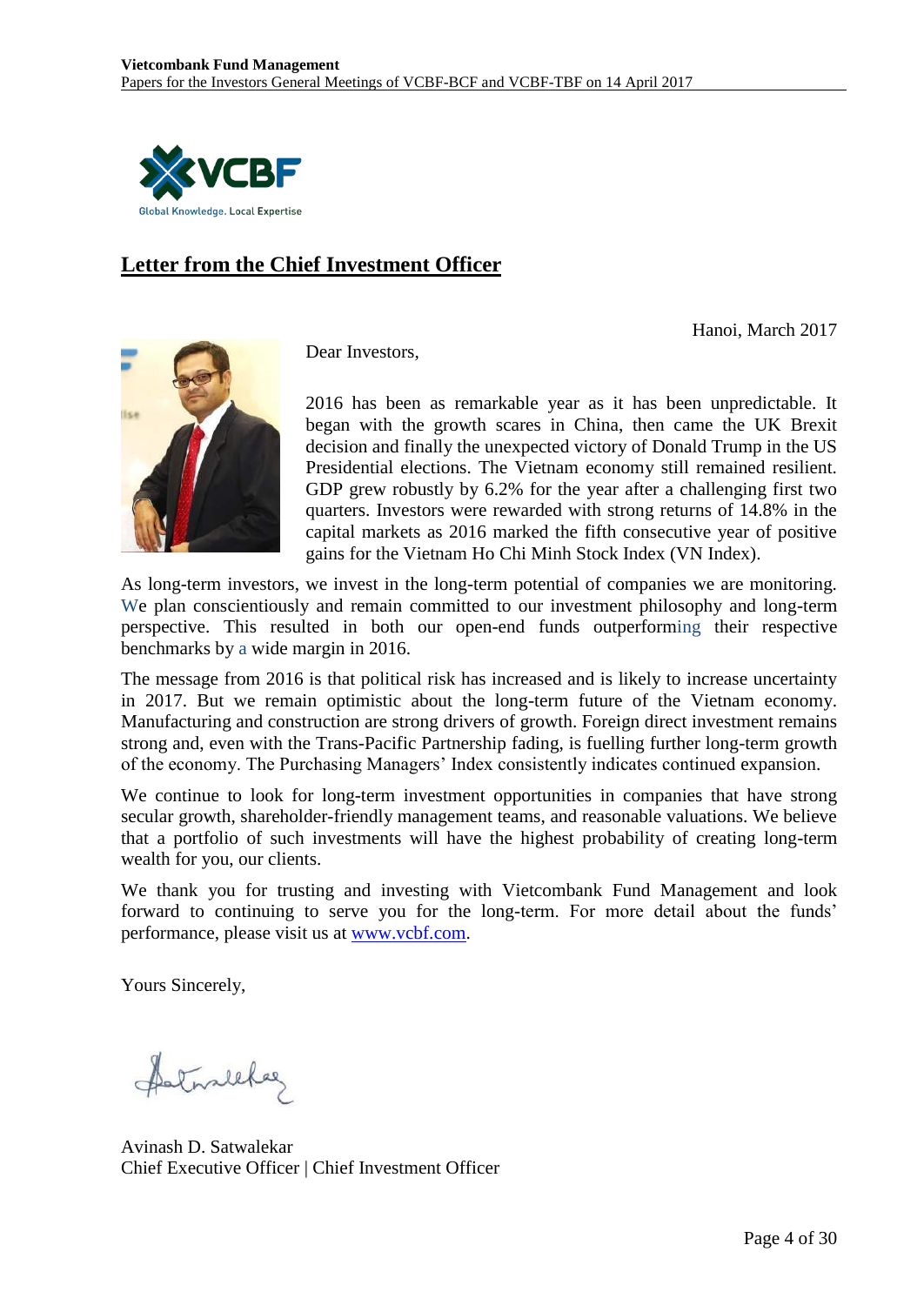## Letter from the Chief Investment Officer

Hanoi, March 2017

Dear Investors,

2016 has been as remarkable year as it has been unpredictable. It began with the growth scares in China, then came the UK Brexit decision and finally the unexpected victory of Donald Trump in the US Presidential elections. The Vietnam economy still remained resilient. GDP grew robustly by 6.2% for the year after a challenging first two quarters. Investors were rewarded with strong returns of 14.8% in the capital markets as 2016 marked the fifth consecutive year of positive gains for the Vietnam Ho Chi Minh Stock Index (VN Index).

As long-term investors, we invest in the long-term potential of companies we are monitoring. We plan conscientiously and remain committed to our investment philosophy and long-term perspective. This resulted in both our open-end funds outperforming their respective benchmarks by a wide margin in 2016.

The message from 2016 is that political risk has increased and is likely to increase uncertainty in 2017. But we remain optimistic about the long-term future of the Vietnam economy. Manufacturing and construction are strong drivers of growth. Foreign direct investment remains strong and, even with the Trans-Pacific Partnership fading, is fuelling further long-term growth of the economy. The Purchasing Managers' Index consistently indicates continued expansion.

We continue to look for long-term investment opportunities in companies that have strong secular growth, shareholder-friendly management teams, and reasonable valuations. We believe that a portfolio of such investments will have the highest probability of creating long-term wealth for you, our clients.

We thank you for trusting and investing with Vietcombank Fund Management and look forward to continuing to serve you for the long-term. For more detail about the funds' performance, please visit us at [www.vcbf.com](http://www.vcbf.com).

Yours Sincerely,

Avinash D. Satwalekar
Chief Executive Officer | Chief Investment Officer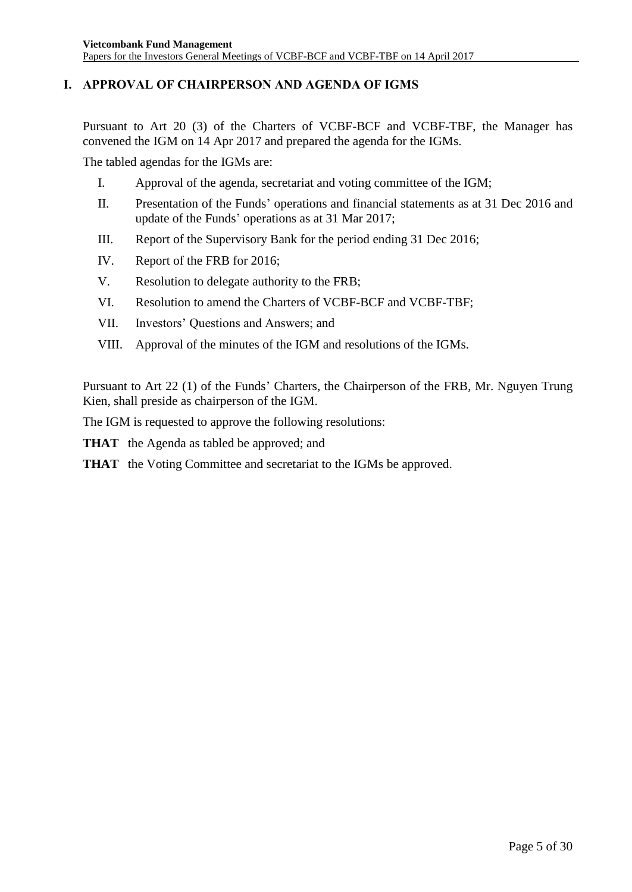## I. APPROVAL OF CHAIRPERSON AND AGENDA OF IGMS

Pursuant to Art 20 (3) of the Charters of VCBF-BCF and VCBF-TBF, the Manager has convened the IGM on 14 Apr 2017 and prepared the agenda for the IGMs.

The tabled agendas for the IGMs are:

I. Approval of the agenda, secretariat and voting committee of the IGM;

II. Presentation of the Funds' operations and financial statements as at 31 Dec 2016 and update of the Funds' operations as at 31 Mar 2017;

III. Report of the Supervisory Bank for the period ending 31 Dec 2016;

IV. Report of the FRB for 2016;

V. Resolution to delegate authority to the FRB;

VI. Resolution to amend the Charters of VCBF-BCF and VCBF-TBF;

VII. Investors' Questions and Answers; and

VIII. Approval of the minutes of the IGM and resolutions of the IGMs.

Pursuant to Art 22 (1) of the Funds' Charters, the Chairperson of the FRB, Mr. Nguyen Trung Kien, shall preside as chairperson of the IGM.

The IGM is requested to approve the following resolutions:

**THAT** the Agenda as tabled be approved; and

**THAT** the Voting Committee and secretariat to the IGMs be approved.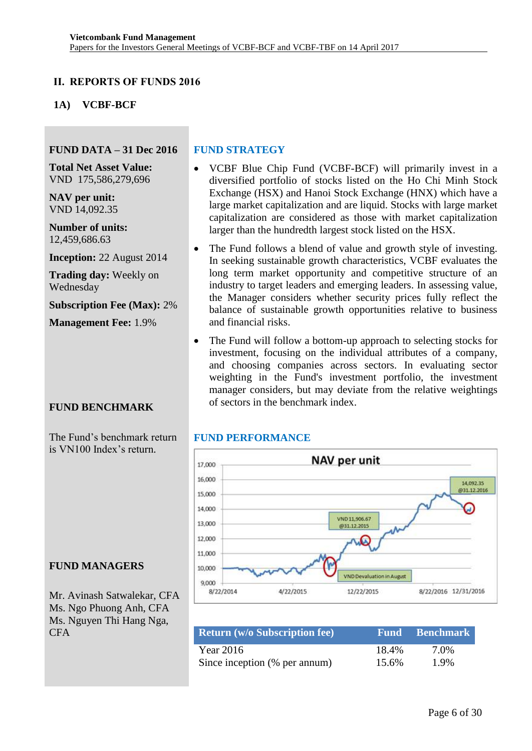## II. REPORTS OF FUNDS 2016

### 1A) VCBF-BCF

**FUND DATA – 31 Dec 2016**

**Total Net Asset Value:**
VND 175,586,279,696

**NAV per unit:**
VND 14,092.35

**Number of units:**
12,459,686.63

**Inception:** 22 August 2014

**Trading day:** Weekly on Wednesday

**Subscription Fee (Max):** 2%

**Management Fee:** 1.9%

**FUND BENCHMARK**

The Fund's benchmark return is VN100 Index's return.

**FUND MANAGERS**

Mr. Avinash Satwalekar, CFA
Ms. Ngo Phuong Anh, CFA
Ms. Nguyen Thi Hang Nga, CFA

**FUND STRATEGY**

- VCBF Blue Chip Fund (VCBF-BCF) will primarily invest in a diversified portfolio of stocks listed on the Ho Chi Minh Stock Exchange (HSX) and Hanoi Stock Exchange (HNX) which have a large market capitalization and are liquid. Stocks with large market capitalization are considered as those with market capitalization larger than the hundredth largest stock listed on the HSX.
- The Fund follows a blend of value and growth style of investing. In seeking sustainable growth characteristics, VCBF evaluates the long term market opportunity and competitive structure of an industry to target leaders and emerging leaders. In assessing value, the Manager considers whether security prices fully reflect the balance of sustainable growth opportunities relative to business and financial risks.
- The Fund will follow a bottom-up approach to selecting stocks for investment, focusing on the individual attributes of a company, and choosing companies across sectors. In evaluating sector weighting in the Fund's investment portfolio, the investment manager considers, but may deviate from the relative weightings of sectors in the benchmark index.

**FUND PERFORMANCE**

NAV per unit

| Return (w/o Subscription fee) | Fund | Benchmark |
|---|---|---|
| Year 2016 | 18.4% | 7.0% |
| Since inception (% per annum) | 15.6% | 1.9% |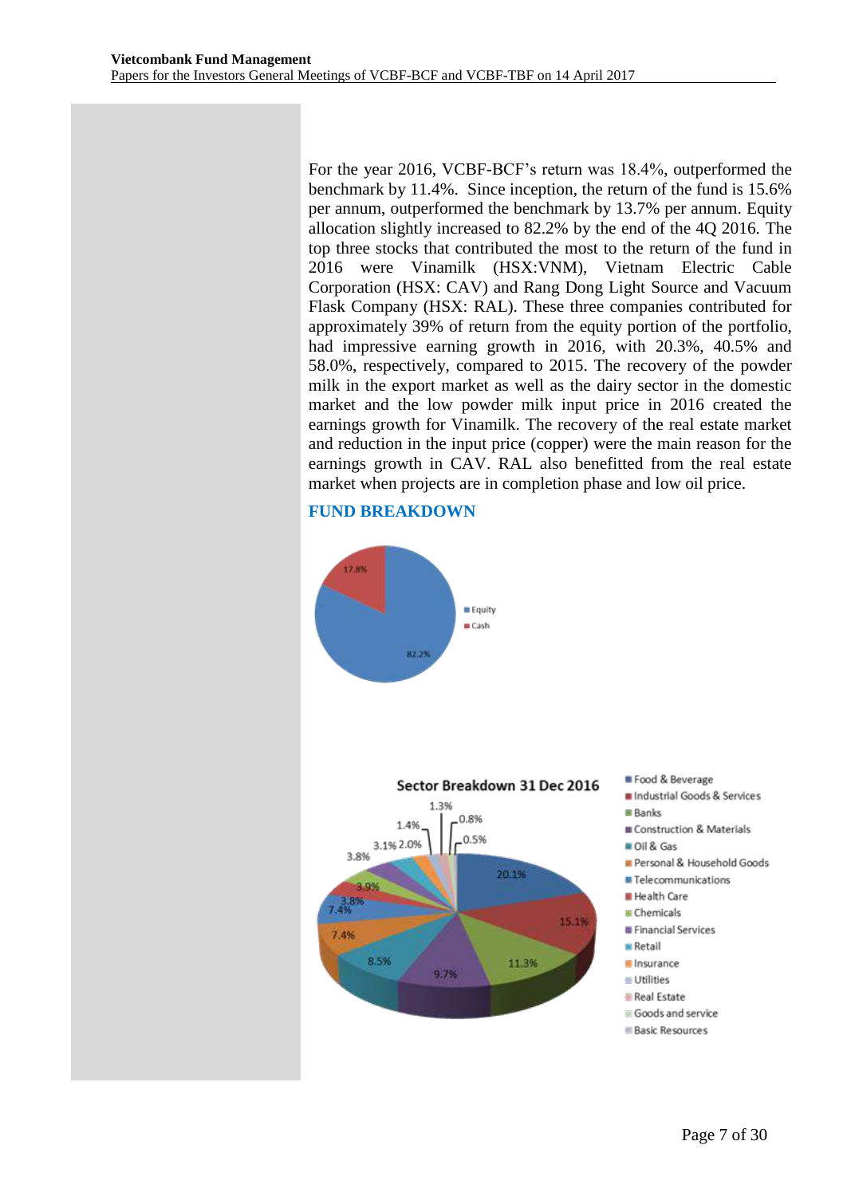For the year 2016, VCBF-BCF's return was 18.4%, outperformed the benchmark by 11.4%. Since inception, the return of the fund is 15.6% per annum, outperformed the benchmark by 13.7% per annum. Equity allocation slightly increased to 82.2% by the end of the 4Q 2016. The top three stocks that contributed the most to the return of the fund in 2016 were Vinamilk (HSX:VNM), Vietnam Electric Cable Corporation (HSX: CAV) and Rang Dong Light Source and Vacuum Flask Company (HSX: RAL). These three companies contributed for approximately 39% of return from the equity portion of the portfolio, had impressive earning growth in 2016, with 20.3%, 40.5% and 58.0%, respectively, compared to 2015. The recovery of the powder milk in the export market as well as the dairy sector in the domestic market and the low powder milk input price in 2016 created the earnings growth for Vinamilk. The recovery of the real estate market and reduction in the input price (copper) were the main reason for the earnings growth in CAV. RAL also benefitted from the real estate market when projects are in completion phase and low oil price.

## FUND BREAKDOWN

| Asset | Allocation |
|---|---|
| Equity | 82.2% |
| Cash | 17.8% |

**Sector Breakdown 31 Dec 2016**

Legend: Food & Beverage; Industrial Goods & Services; Banks; Construction & Materials; Oil & Gas; Personal & Household Goods; Telecommunications; Health Care; Chemicals; Financial Services; Retail; Insurance; Utilities; Real Estate; Goods and service; Basic Resources

Values shown: 20.1%, 15.1%, 11.3%, 9.7%, 8.5%, 7.4%, 7.4%, 3.8%, 3.9%, 3.8%, 3.1%, 2.0%, 1.4%, 1.3%, 0.8%, 0.5%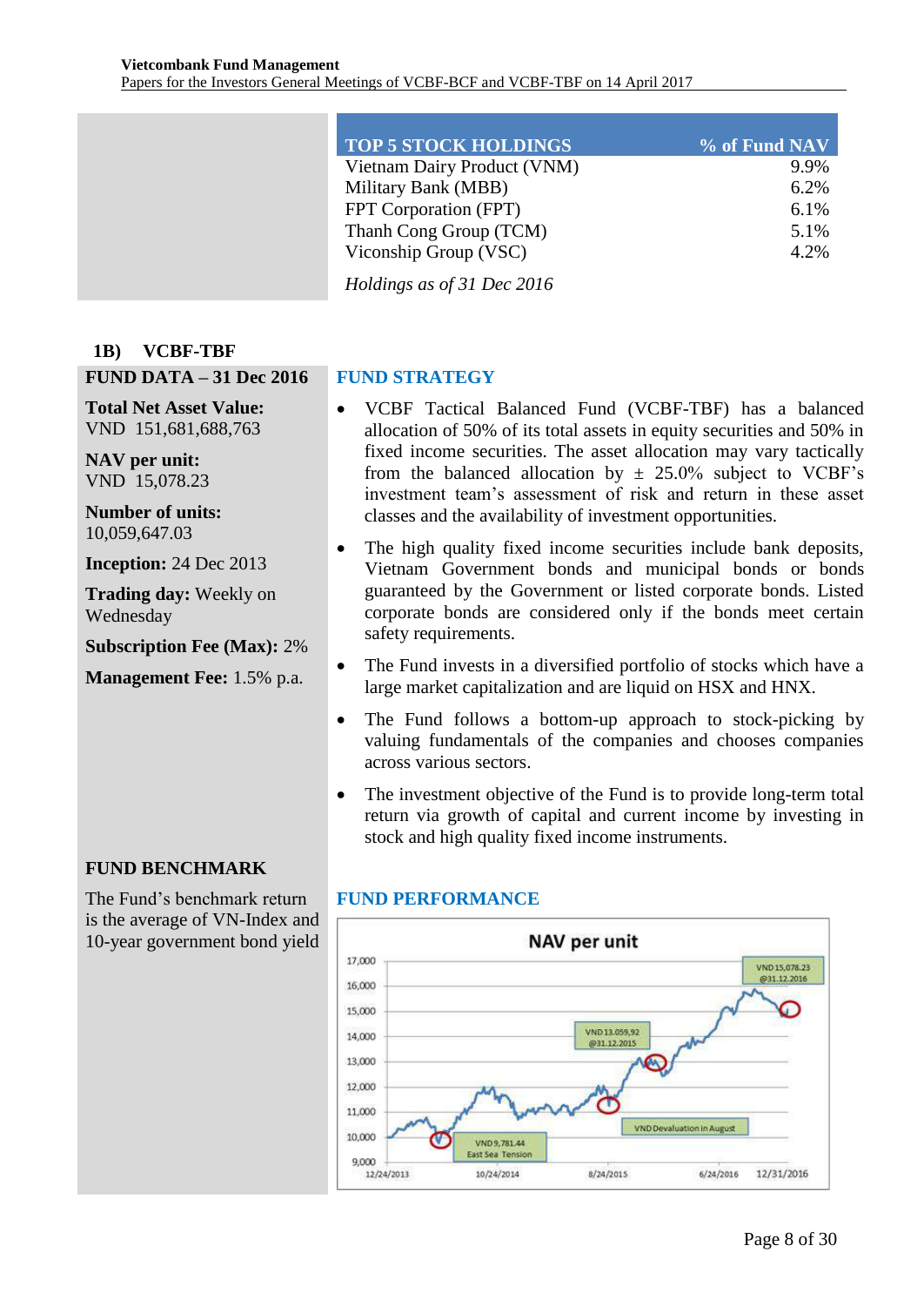| TOP 5 STOCK HOLDINGS | % of Fund NAV |
|---|---|
| Vietnam Dairy Product (VNM) | 9.9% |
| Military Bank (MBB) | 6.2% |
| FPT Corporation (FPT) | 6.1% |
| Thanh Cong Group (TCM) | 5.1% |
| Viconship Group (VSC) | 4.2% |

*Holdings as of 31 Dec 2016*

## 1B) VCBF-TBF

### FUND DATA – 31 Dec 2016

**Total Net Asset Value:**
VND 151,681,688,763

**NAV per unit:**
VND 15,078.23

**Number of units:**
10,059,647.03

**Inception:** 24 Dec 2013

**Trading day:** Weekly on Wednesday

**Subscription Fee (Max):** 2%

**Management Fee:** 1.5% p.a.

### FUND BENCHMARK

The Fund's benchmark return is the average of VN-Index and 10-year government bond yield

### FUND STRATEGY

- VCBF Tactical Balanced Fund (VCBF-TBF) has a balanced allocation of 50% of its total assets in equity securities and 50% in fixed income securities. The asset allocation may vary tactically from the balanced allocation by ± 25.0% subject to VCBF's investment team's assessment of risk and return in these asset classes and the availability of investment opportunities.
- The high quality fixed income securities include bank deposits, Vietnam Government bonds and municipal bonds or bonds guaranteed by the Government or listed corporate bonds. Listed corporate bonds are considered only if the bonds meet certain safety requirements.
- The Fund invests in a diversified portfolio of stocks which have a large market capitalization and are liquid on HSX and HNX.
- The Fund follows a bottom-up approach to stock-picking by valuing fundamentals of the companies and chooses companies across various sectors.
- The investment objective of the Fund is to provide long-term total return via growth of capital and current income by investing in stock and high quality fixed income instruments.

### FUND PERFORMANCE

**NAV per unit**

(Chart annotations: VND 9,781.44 East Sea Tension; VND 13,059.92 @31.12.2015; VND Devaluation in August; VND 15,078.23 @31.12.2016. X-axis: 12/24/2013, 10/24/2014, 8/24/2015, 6/24/2016, 12/31/2016. Y-axis: 9,000 – 17,000)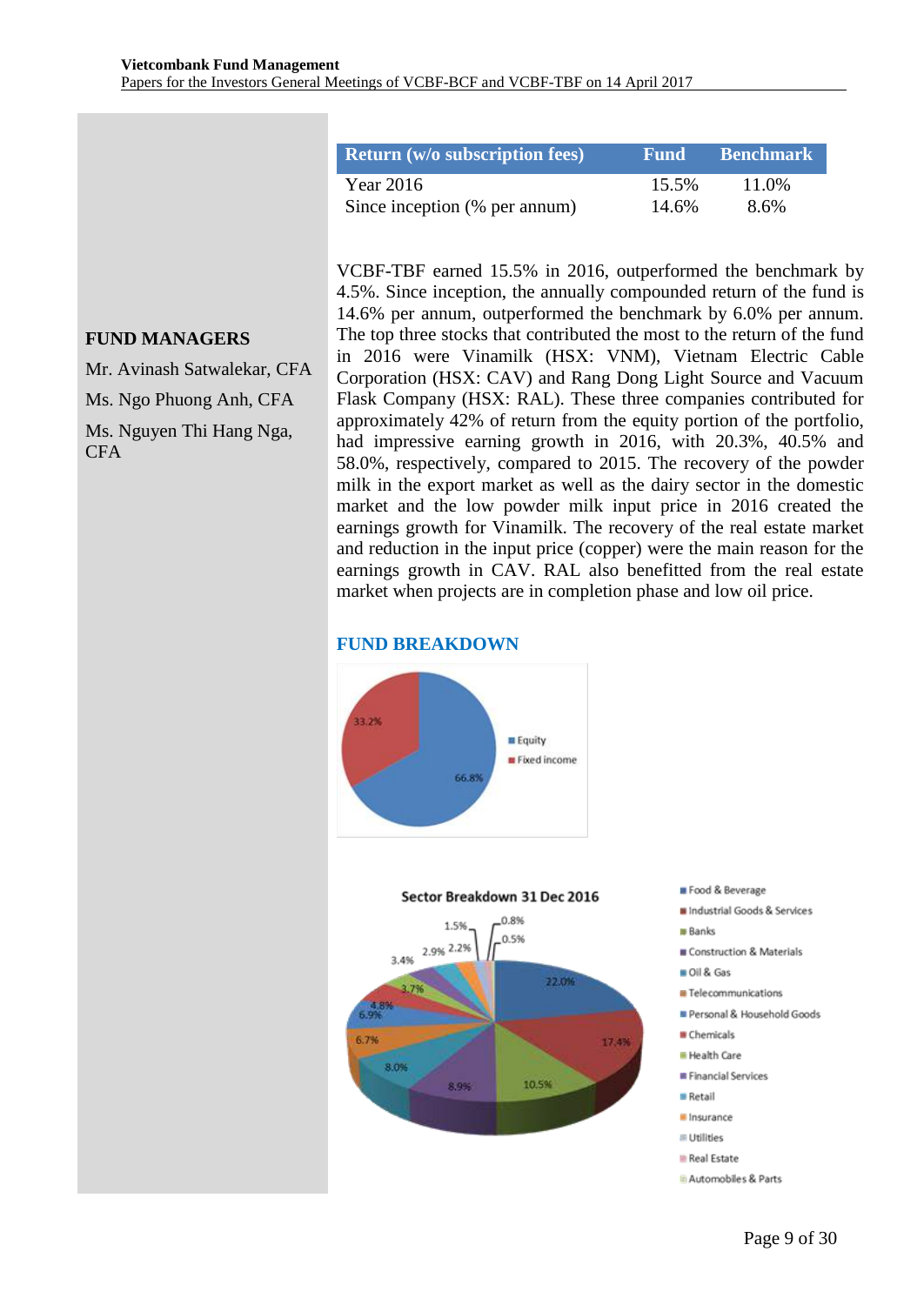| Return (w/o subscription fees) | Fund | Benchmark |
|---|---|---|
| Year 2016 | 15.5% | 11.0% |
| Since inception (% per annum) | 14.6% | 8.6% |

**FUND MANAGERS**

Mr. Avinash Satwalekar, CFA

Ms. Ngo Phuong Anh, CFA

Ms. Nguyen Thi Hang Nga, CFA

VCBF-TBF earned 15.5% in 2016, outperformed the benchmark by 4.5%. Since inception, the annually compounded return of the fund is 14.6% per annum, outperformed the benchmark by 6.0% per annum. The top three stocks that contributed the most to the return of the fund in 2016 were Vinamilk (HSX: VNM), Vietnam Electric Cable Corporation (HSX: CAV) and Rang Dong Light Source and Vacuum Flask Company (HSX: RAL). These three companies contributed for approximately 42% of return from the equity portion of the portfolio, had impressive earning growth in 2016, with 20.3%, 40.5% and 58.0%, respectively, compared to 2015. The recovery of the powder milk in the export market as well as the dairy sector in the domestic market and the low powder milk input price in 2016 created the earnings growth for Vinamilk. The recovery of the real estate market and reduction in the input price (copper) were the main reason for the earnings growth in CAV. RAL also benefitted from the real estate market when projects are in completion phase and low oil price.

## FUND BREAKDOWN

Equity: 66.8%
Fixed income: 33.2%

**Sector Breakdown 31 Dec 2016**

Food & Beverage: 22.0%
Industrial Goods & Services: 17.4%
Banks: 10.5%
Construction & Materials: 8.9%
Oil & Gas: 8.0%
Telecommunications: 6.7%
Personal & Household Goods: 6.9%
Chemicals: 4.8%
Health Care: 3.7%
Financial Services: 3.4%
Retail: 2.9%
Insurance: 2.2%
Utilities: 1.5%
Real Estate: 0.8%
Automobiles & Parts: 0.5%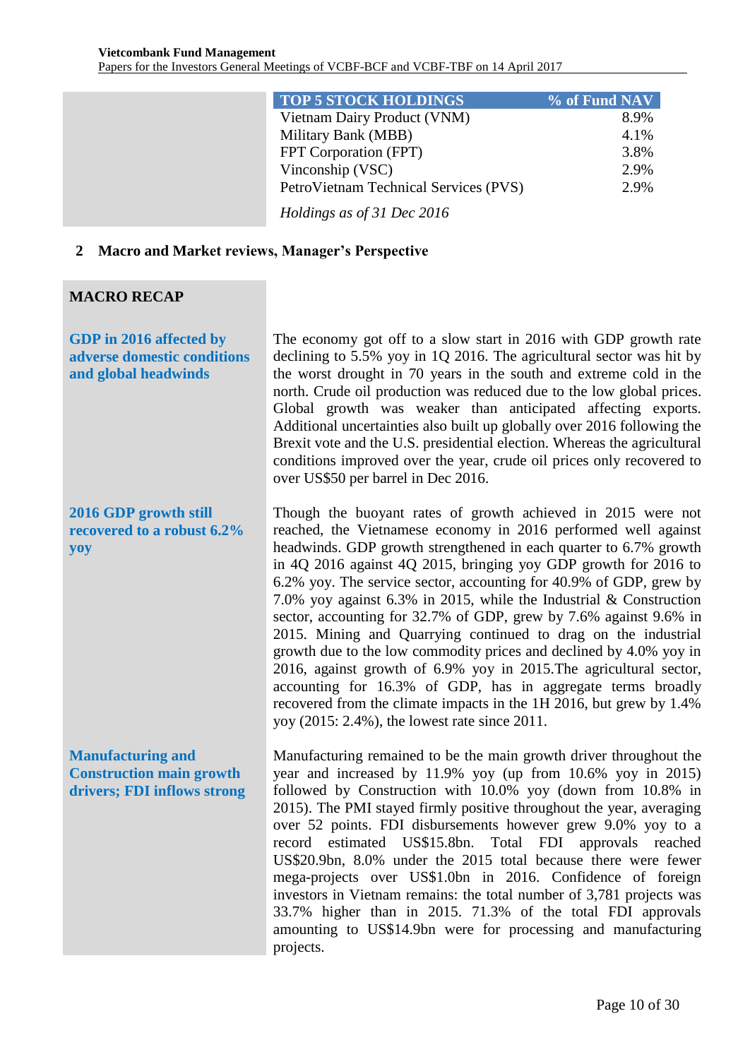| TOP 5 STOCK HOLDINGS | % of Fund NAV |
|---|---|
| Vietnam Dairy Product (VNM) | 8.9% |
| Military Bank (MBB) | 4.1% |
| FPT Corporation (FPT) | 3.8% |
| Vinconship (VSC) | 2.9% |
| PetroVietnam Technical Services (PVS) | 2.9% |

*Holdings as of 31 Dec 2016*

## 2 Macro and Market reviews, Manager's Perspective

### MACRO RECAP

**GDP in 2016 affected by adverse domestic conditions and global headwinds**

The economy got off to a slow start in 2016 with GDP growth rate declining to 5.5% yoy in 1Q 2016. The agricultural sector was hit by the worst drought in 70 years in the south and extreme cold in the north. Crude oil production was reduced due to the low global prices. Global growth was weaker than anticipated affecting exports. Additional uncertainties also built up globally over 2016 following the Brexit vote and the U.S. presidential election. Whereas the agricultural conditions improved over the year, crude oil prices only recovered to over US$50 per barrel in Dec 2016.

**2016 GDP growth still recovered to a robust 6.2% yoy**

Though the buoyant rates of growth achieved in 2015 were not reached, the Vietnamese economy in 2016 performed well against headwinds. GDP growth strengthened in each quarter to 6.7% growth in 4Q 2016 against 4Q 2015, bringing yoy GDP growth for 2016 to 6.2% yoy. The service sector, accounting for 40.9% of GDP, grew by 7.0% yoy against 6.3% in 2015, while the Industrial & Construction sector, accounting for 32.7% of GDP, grew by 7.6% against 9.6% in 2015. Mining and Quarrying continued to drag on the industrial growth due to the low commodity prices and declined by 4.0% yoy in 2016, against growth of 6.9% yoy in 2015.The agricultural sector, accounting for 16.3% of GDP, has in aggregate terms broadly recovered from the climate impacts in the 1H 2016, but grew by 1.4% yoy (2015: 2.4%), the lowest rate since 2011.

**Manufacturing and Construction main growth drivers; FDI inflows strong**

Manufacturing remained to be the main growth driver throughout the year and increased by 11.9% yoy (up from 10.6% yoy in 2015) followed by Construction with 10.0% yoy (down from 10.8% in 2015). The PMI stayed firmly positive throughout the year, averaging over 52 points. FDI disbursements however grew 9.0% yoy to a record estimated US$15.8bn. Total FDI approvals reached US$20.9bn, 8.0% under the 2015 total because there were fewer mega-projects over US$1.0bn in 2016. Confidence of foreign investors in Vietnam remains: the total number of 3,781 projects was 33.7% higher than in 2015. 71.3% of the total FDI approvals amounting to US$14.9bn were for processing and manufacturing projects.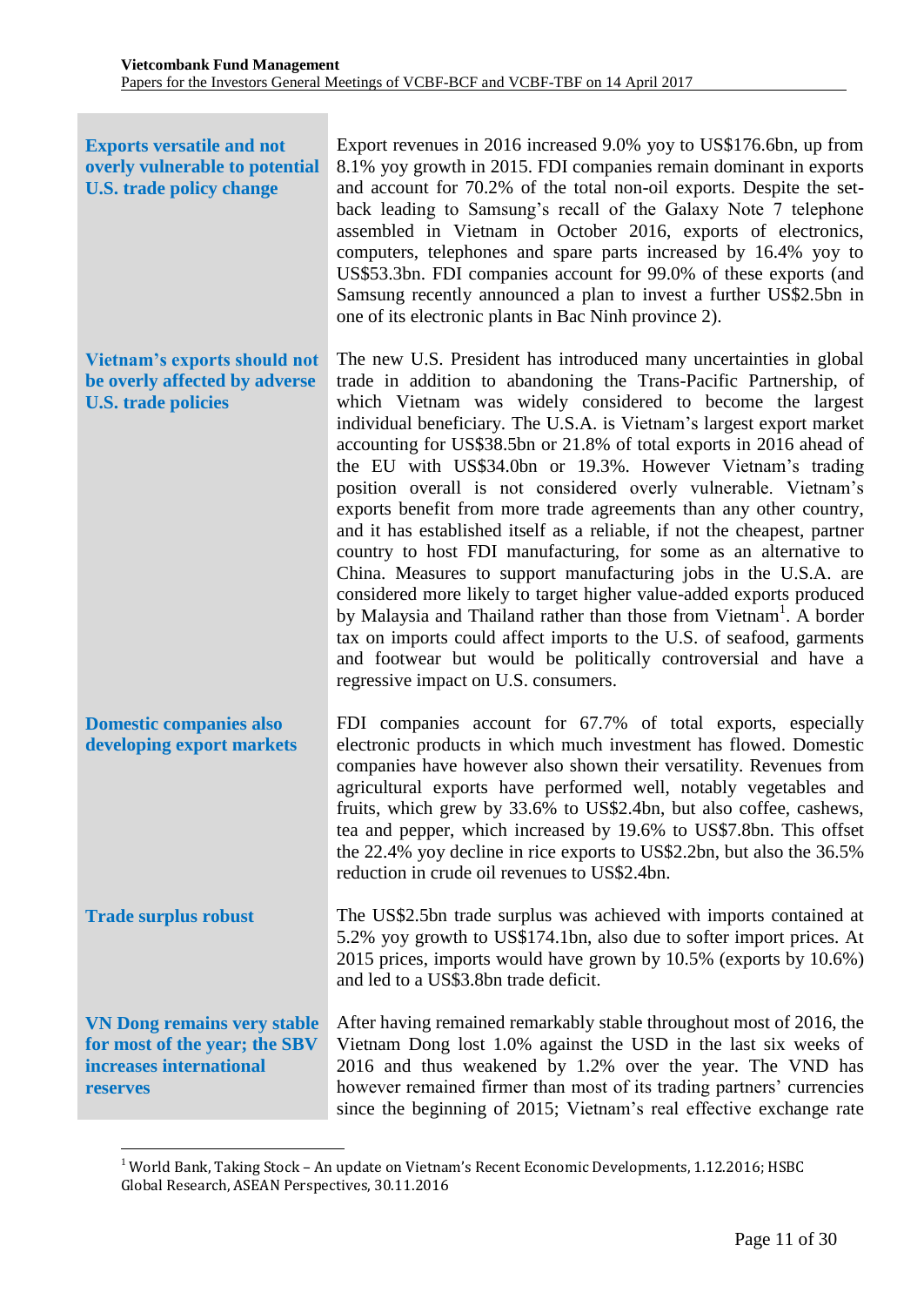**Exports versatile and not overly vulnerable to potential U.S. trade policy change**

Export revenues in 2016 increased 9.0% yoy to US$176.6bn, up from 8.1% yoy growth in 2015. FDI companies remain dominant in exports and account for 70.2% of the total non-oil exports. Despite the set-back leading to Samsung's recall of the Galaxy Note 7 telephone assembled in Vietnam in October 2016, exports of electronics, computers, telephones and spare parts increased by 16.4% yoy to US$53.3bn. FDI companies account for 99.0% of these exports (and Samsung recently announced a plan to invest a further US$2.5bn in one of its electronic plants in Bac Ninh province 2).

**Vietnam's exports should not be overly affected by adverse U.S. trade policies**

The new U.S. President has introduced many uncertainties in global trade in addition to abandoning the Trans-Pacific Partnership, of which Vietnam was widely considered to become the largest individual beneficiary. The U.S.A. is Vietnam's largest export market accounting for US$38.5bn or 21.8% of total exports in 2016 ahead of the EU with US$34.0bn or 19.3%. However Vietnam's trading position overall is not considered overly vulnerable. Vietnam's exports benefit from more trade agreements than any other country, and it has established itself as a reliable, if not the cheapest, partner country to host FDI manufacturing, for some as an alternative to China. Measures to support manufacturing jobs in the U.S.A. are considered more likely to target higher value-added exports produced by Malaysia and Thailand rather than those from Vietnam[1]. A border tax on imports could affect imports to the U.S. of seafood, garments and footwear but would be politically controversial and have a regressive impact on U.S. consumers.

**Domestic companies also developing export markets**

FDI companies account for 67.7% of total exports, especially electronic products in which much investment has flowed. Domestic companies have however also shown their versatility. Revenues from agricultural exports have performed well, notably vegetables and fruits, which grew by 33.6% to US$2.4bn, but also coffee, cashews, tea and pepper, which increased by 19.6% to US$7.8bn. This offset the 22.4% yoy decline in rice exports to US$2.2bn, but also the 36.5% reduction in crude oil revenues to US$2.4bn.

**Trade surplus robust**

The US$2.5bn trade surplus was achieved with imports contained at 5.2% yoy growth to US$174.1bn, also due to softer import prices. At 2015 prices, imports would have grown by 10.5% (exports by 10.6%) and led to a US$3.8bn trade deficit.

**VN Dong remains very stable for most of the year; the SBV increases international reserves**

After having remained remarkably stable throughout most of 2016, the Vietnam Dong lost 1.0% against the USD in the last six weeks of 2016 and thus weakened by 1.2% over the year. The VND has however remained firmer than most of its trading partners' currencies since the beginning of 2015; Vietnam's real effective exchange rate

---

[1] World Bank, Taking Stock – An update on Vietnam's Recent Economic Developments, 1.12.2016; HSBC Global Research, ASEAN Perspectives, 30.11.2016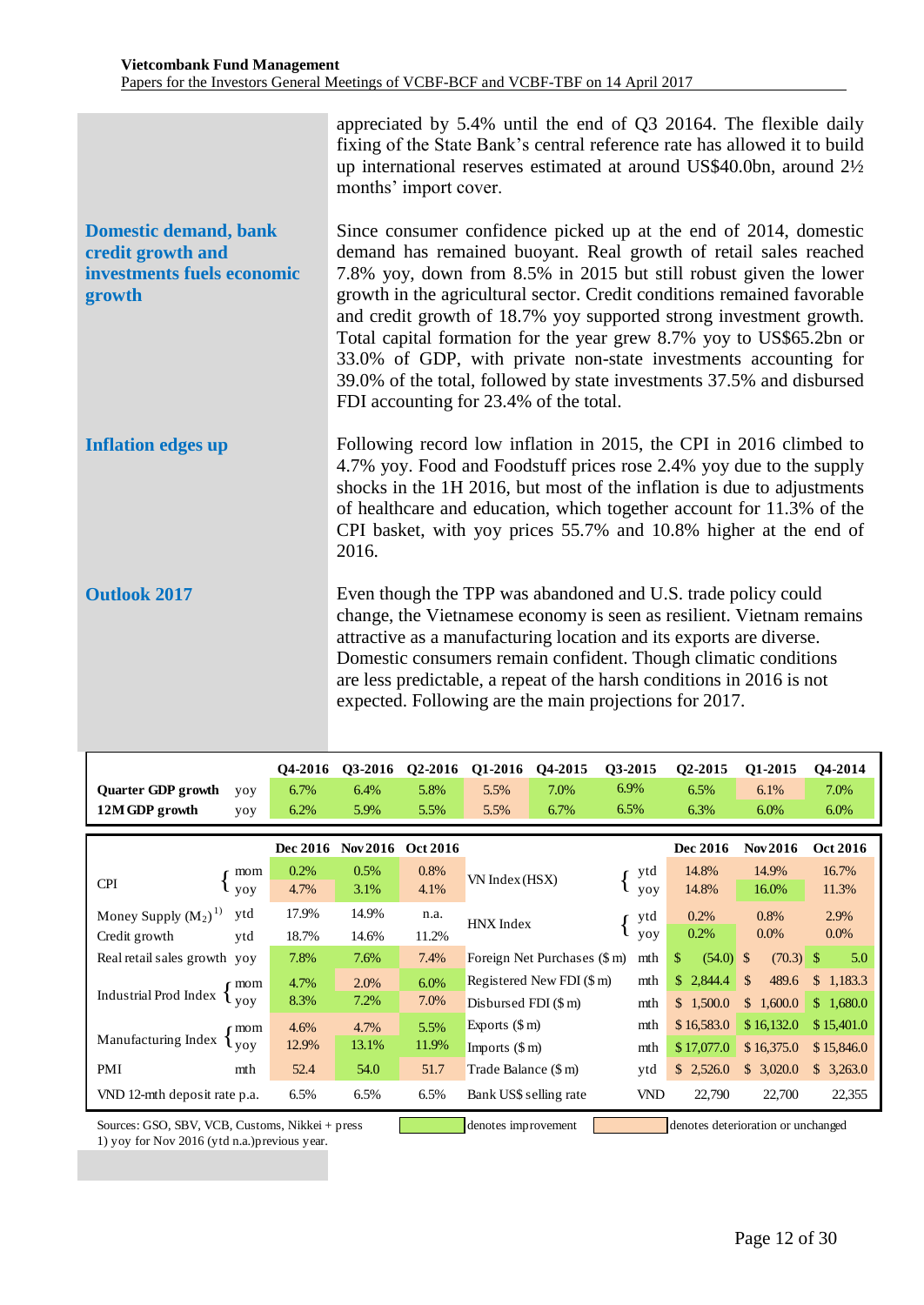appreciated by 5.4% until the end of Q3 20164. The flexible daily fixing of the State Bank's central reference rate has allowed it to build up international reserves estimated at around US$40.0bn, around 2½ months' import cover.

### Domestic demand, bank credit growth and investments fuels economic growth

Since consumer confidence picked up at the end of 2014, domestic demand has remained buoyant. Real growth of retail sales reached 7.8% yoy, down from 8.5% in 2015 but still robust given the lower growth in the agricultural sector. Credit conditions remained favorable and credit growth of 18.7% yoy supported strong investment growth. Total capital formation for the year grew 8.7% yoy to US$65.2bn or 33.0% of GDP, with private non-state investments accounting for 39.0% of the total, followed by state investments 37.5% and disbursed FDI accounting for 23.4% of the total.

### Inflation edges up

Following record low inflation in 2015, the CPI in 2016 climbed to 4.7% yoy. Food and Foodstuff prices rose 2.4% yoy due to the supply shocks in the 1H 2016, but most of the inflation is due to adjustments of healthcare and education, which together account for 11.3% of the CPI basket, with yoy prices 55.7% and 10.8% higher at the end of 2016.

### Outlook 2017

Even though the TPP was abandoned and U.S. trade policy could change, the Vietnamese economy is seen as resilient. Vietnam remains attractive as a manufacturing location and its exports are diverse. Domestic consumers remain confident. Though climatic conditions are less predictable, a repeat of the harsh conditions in 2016 is not expected. Following are the main projections for 2017.

| | | Q4-2016 | Q3-2016 | Q2-2016 | Q1-2016 | Q4-2015 | Q3-2015 | Q2-2015 | Q1-2015 | Q4-2014 |
|---|---|---|---|---|---|---|---|---|---|---|
| **Quarter GDP growth** | yoy | 6.7% | 6.4% | 5.8% | 5.5% | 7.0% | 6.9% | 6.5% | 6.1% | 7.0% |
| **12M GDP growth** | yoy | 6.2% | 5.9% | 5.5% | 5.5% | 6.7% | 6.5% | 6.3% | 6.0% | 6.0% |

| | | Dec 2016 | Nov 2016 | Oct 2016 | | | Dec 2016 | Nov 2016 | Oct 2016 |
|---|---|---|---|---|---|---|---|---|---|
| CPI | mom | 0.2% | 0.5% | 0.8% | VN Index (HSX) | ytd | 14.8% | 14.9% | 16.7% |
| | yoy | 4.7% | 3.1% | 4.1% | | yoy | 14.8% | 16.0% | 11.3% |
| Money Supply ($M_2$)[1] | ytd | 17.9% | 14.9% | n.a. | HNX Index | ytd | 0.2% | 0.8% | 2.9% |
| Credit growth | ytd | 18.7% | 14.6% | 11.2% | | yoy | 0.2% | 0.0% | 0.0% |
| Real retail sales growth | yoy | 7.8% | 7.6% | 7.4% | Foreign Net Purchases ($ m) | mth | $ (54.0) | $ (70.3) | $ 5.0 |
| Industrial Prod Index | mom | 4.7% | 2.0% | 6.0% | Registered New FDI ($ m) | mth | $ 2,844.4 | $ 489.6 | $ 1,183.3 |
| | yoy | 8.3% | 7.2% | 7.0% | Disbursed FDI ($ m) | mth | $ 1,500.0 | $ 1,600.0 | $ 1,680.0 |
| Manufacturing Index | mom | 4.6% | 4.7% | 5.5% | Exports ($ m) | mth | $ 16,583.0 | $ 16,132.0 | $ 15,401.0 |
| | yoy | 12.9% | 13.1% | 11.9% | Imports ($ m) | mth | $ 17,077.0 | $ 16,375.0 | $ 15,846.0 |
| PMI | mth | 52.4 | 54.0 | 51.7 | Trade Balance ($ m) | ytd | $ 2,526.0 | $ 3,020.0 | $ 3,263.0 |
| VND 12-mth deposit rate p.a. | | 6.5% | 6.5% | 6.5% | Bank US$ selling rate | VND | 22,790 | 22,700 | 22,355 |

Sources: GSO, SBV, VCB, Customs, Nikkei + press — denotes improvement — denotes deterioration or unchanged

1) yoy for Nov 2016 (ytd n.a.)previous year.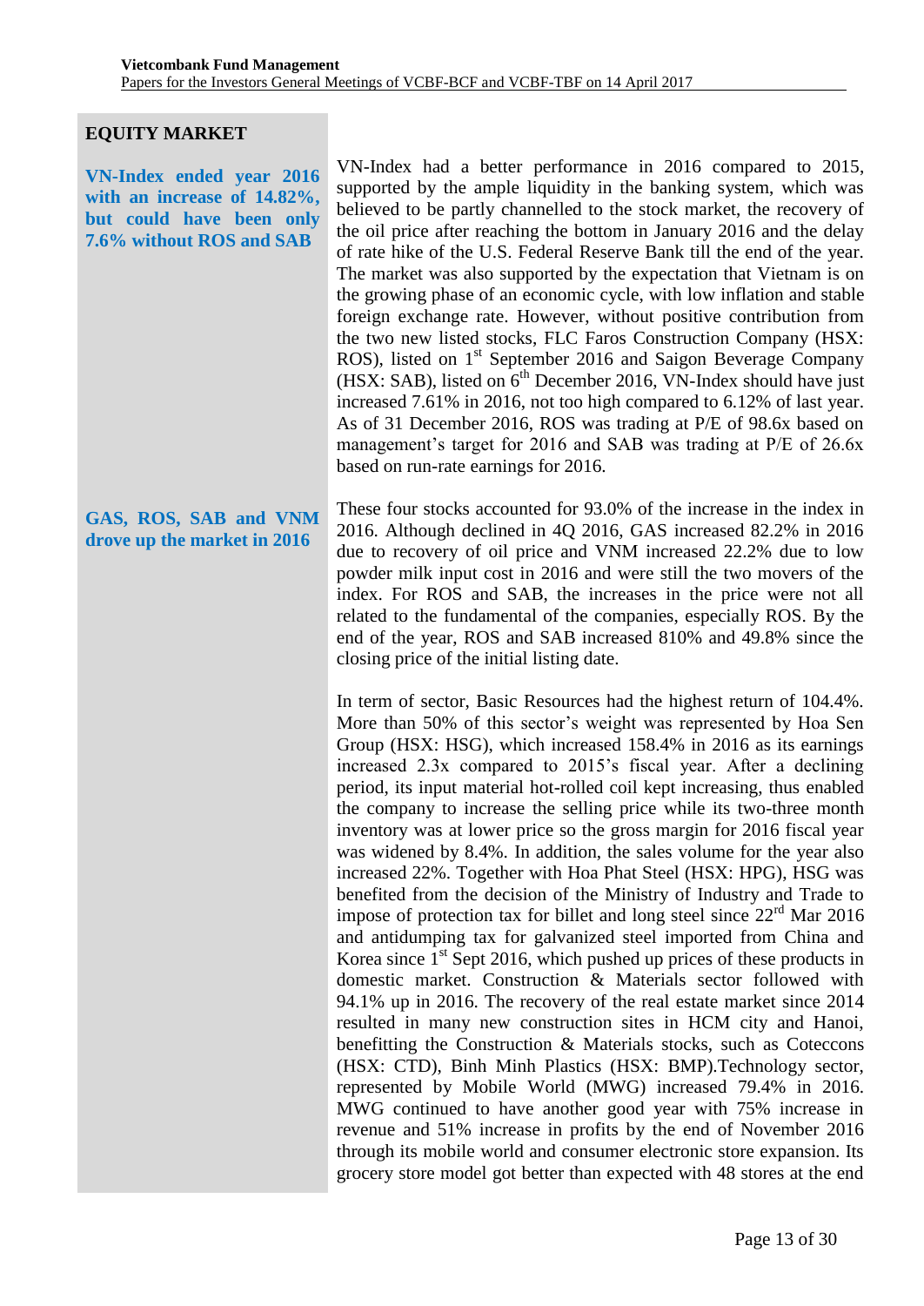## EQUITY MARKET

**VN-Index ended year 2016 with an increase of 14.82%, but could have been only 7.6% without ROS and SAB**

VN-Index had a better performance in 2016 compared to 2015, supported by the ample liquidity in the banking system, which was believed to be partly channelled to the stock market, the recovery of the oil price after reaching the bottom in January 2016 and the delay of rate hike of the U.S. Federal Reserve Bank till the end of the year. The market was also supported by the expectation that Vietnam is on the growing phase of an economic cycle, with low inflation and stable foreign exchange rate. However, without positive contribution from the two new listed stocks, FLC Faros Construction Company (HSX: ROS), listed on 1st September 2016 and Saigon Beverage Company (HSX: SAB), listed on 6th December 2016, VN-Index should have just increased 7.61% in 2016, not too high compared to 6.12% of last year. As of 31 December 2016, ROS was trading at P/E of 98.6x based on management's target for 2016 and SAB was trading at P/E of 26.6x based on run-rate earnings for 2016.

**GAS, ROS, SAB and VNM drove up the market in 2016**

These four stocks accounted for 93.0% of the increase in the index in 2016. Although declined in 4Q 2016, GAS increased 82.2% in 2016 due to recovery of oil price and VNM increased 22.2% due to low powder milk input cost in 2016 and were still the two movers of the index. For ROS and SAB, the increases in the price were not all related to the fundamental of the companies, especially ROS. By the end of the year, ROS and SAB increased 810% and 49.8% since the closing price of the initial listing date.

In term of sector, Basic Resources had the highest return of 104.4%. More than 50% of this sector's weight was represented by Hoa Sen Group (HSX: HSG), which increased 158.4% in 2016 as its earnings increased 2.3x compared to 2015's fiscal year. After a declining period, its input material hot-rolled coil kept increasing, thus enabled the company to increase the selling price while its two-three month inventory was at lower price so the gross margin for 2016 fiscal year was widened by 8.4%. In addition, the sales volume for the year also increased 22%. Together with Hoa Phat Steel (HSX: HPG), HSG was benefited from the decision of the Ministry of Industry and Trade to impose of protection tax for billet and long steel since 22rd Mar 2016 and antidumping tax for galvanized steel imported from China and Korea since 1st Sept 2016, which pushed up prices of these products in domestic market. Construction & Materials sector followed with 94.1% up in 2016. The recovery of the real estate market since 2014 resulted in many new construction sites in HCM city and Hanoi, benefitting the Construction & Materials stocks, such as Coteccons (HSX: CTD), Binh Minh Plastics (HSX: BMP).Technology sector, represented by Mobile World (MWG) increased 79.4% in 2016. MWG continued to have another good year with 75% increase in revenue and 51% increase in profits by the end of November 2016 through its mobile world and consumer electronic store expansion. Its grocery store model got better than expected with 48 stores at the end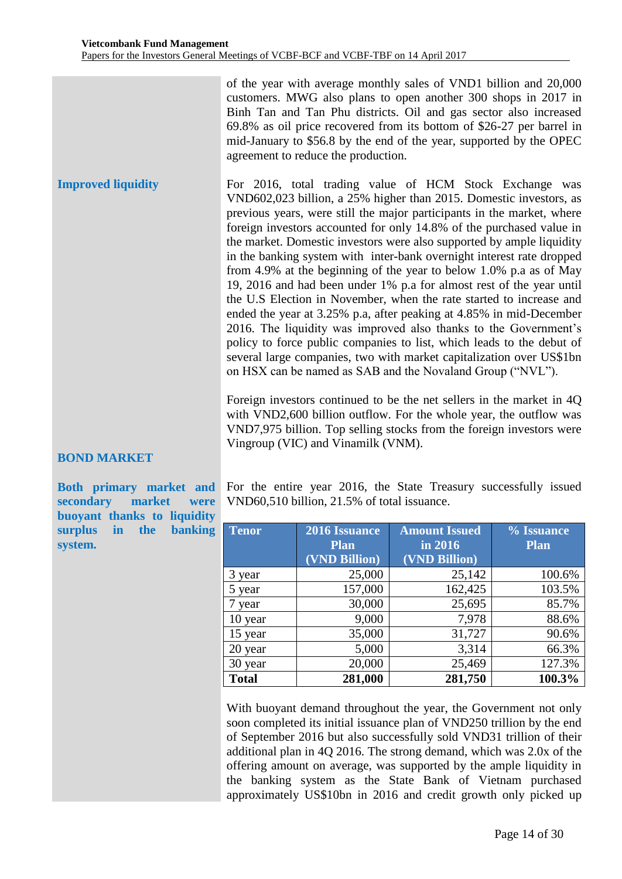of the year with average monthly sales of VND1 billion and 20,000 customers. MWG also plans to open another 300 shops in 2017 in Binh Tan and Tan Phu districts. Oil and gas sector also increased 69.8% as oil price recovered from its bottom of $26-27 per barrel in mid-January to $56.8 by the end of the year, supported by the OPEC agreement to reduce the production.

**Improved liquidity**

For 2016, total trading value of HCM Stock Exchange was VND602,023 billion, a 25% higher than 2015. Domestic investors, as previous years, were still the major participants in the market, where foreign investors accounted for only 14.8% of the purchased value in the market. Domestic investors were also supported by ample liquidity in the banking system with inter-bank overnight interest rate dropped from 4.9% at the beginning of the year to below 1.0% p.a as of May 19, 2016 and had been under 1% p.a for almost rest of the year until the U.S Election in November, when the rate started to increase and ended the year at 3.25% p.a, after peaking at 4.85% in mid-December 2016. The liquidity was improved also thanks to the Government's policy to force public companies to list, which leads to the debut of several large companies, two with market capitalization over US$1bn on HSX can be named as SAB and the Novaland Group ("NVL").

Foreign investors continued to be the net sellers in the market in 4Q with VND2,600 billion outflow. For the whole year, the outflow was VND7,975 billion. Top selling stocks from the foreign investors were Vingroup (VIC) and Vinamilk (VNM).

## BOND MARKET

**Both primary market and secondary market were buoyant thanks to liquidity surplus in the banking system.**

For the entire year 2016, the State Treasury successfully issued VND60,510 billion, 21.5% of total issuance.

| Tenor | 2016 Issuance Plan (VND Billion) | Amount Issued in 2016 (VND Billion) | % Issuance Plan |
|---|---|---|---|
| 3 year | 25,000 | 25,142 | 100.6% |
| 5 year | 157,000 | 162,425 | 103.5% |
| 7 year | 30,000 | 25,695 | 85.7% |
| 10 year | 9,000 | 7,978 | 88.6% |
| 15 year | 35,000 | 31,727 | 90.6% |
| 20 year | 5,000 | 3,314 | 66.3% |
| 30 year | 20,000 | 25,469 | 127.3% |
| **Total** | **281,000** | **281,750** | **100.3%** |

With buoyant demand throughout the year, the Government not only soon completed its initial issuance plan of VND250 trillion by the end of September 2016 but also successfully sold VND31 trillion of their additional plan in 4Q 2016. The strong demand, which was 2.0x of the offering amount on average, was supported by the ample liquidity in the banking system as the State Bank of Vietnam purchased approximately US$10bn in 2016 and credit growth only picked up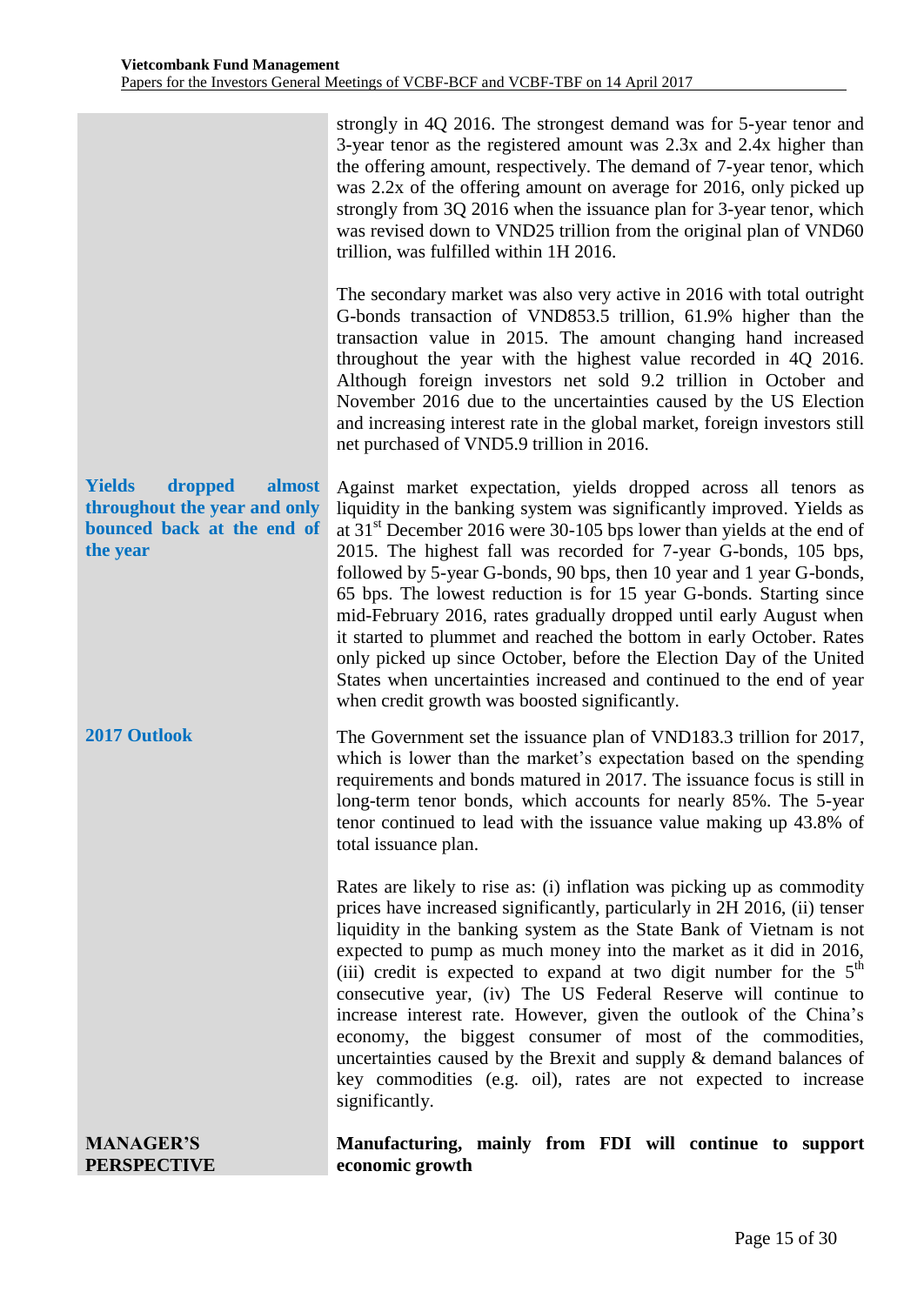strongly in 4Q 2016. The strongest demand was for 5-year tenor and 3-year tenor as the registered amount was 2.3x and 2.4x higher than the offering amount, respectively. The demand of 7-year tenor, which was 2.2x of the offering amount on average for 2016, only picked up strongly from 3Q 2016 when the issuance plan for 3-year tenor, which was revised down to VND25 trillion from the original plan of VND60 trillion, was fulfilled within 1H 2016.

The secondary market was also very active in 2016 with total outright G-bonds transaction of VND853.5 trillion, 61.9% higher than the transaction value in 2015. The amount changing hand increased throughout the year with the highest value recorded in 4Q 2016. Although foreign investors net sold 9.2 trillion in October and November 2016 due to the uncertainties caused by the US Election and increasing interest rate in the global market, foreign investors still net purchased of VND5.9 trillion in 2016.

### Yields dropped almost throughout the year and only bounced back at the end of the year

Against market expectation, yields dropped across all tenors as liquidity in the banking system was significantly improved. Yields as at 31st December 2016 were 30-105 bps lower than yields at the end of 2015. The highest fall was recorded for 7-year G-bonds, 105 bps, followed by 5-year G-bonds, 90 bps, then 10 year and 1 year G-bonds, 65 bps. The lowest reduction is for 15 year G-bonds. Starting since mid-February 2016, rates gradually dropped until early August when it started to plummet and reached the bottom in early October. Rates only picked up since October, before the Election Day of the United States when uncertainties increased and continued to the end of year when credit growth was boosted significantly.

### 2017 Outlook

The Government set the issuance plan of VND183.3 trillion for 2017, which is lower than the market's expectation based on the spending requirements and bonds matured in 2017. The issuance focus is still in long-term tenor bonds, which accounts for nearly 85%. The 5-year tenor continued to lead with the issuance value making up 43.8% of total issuance plan.

Rates are likely to rise as: (i) inflation was picking up as commodity prices have increased significantly, particularly in 2H 2016, (ii) tenser liquidity in the banking system as the State Bank of Vietnam is not expected to pump as much money into the market as it did in 2016, (iii) credit is expected to expand at two digit number for the 5th consecutive year, (iv) The US Federal Reserve will continue to increase interest rate. However, given the outlook of the China's economy, the biggest consumer of most of the commodities, uncertainties caused by the Brexit and supply & demand balances of key commodities (e.g. oil), rates are not expected to increase significantly.

## MANAGER'S PERSPECTIVE

**Manufacturing, mainly from FDI will continue to support economic growth**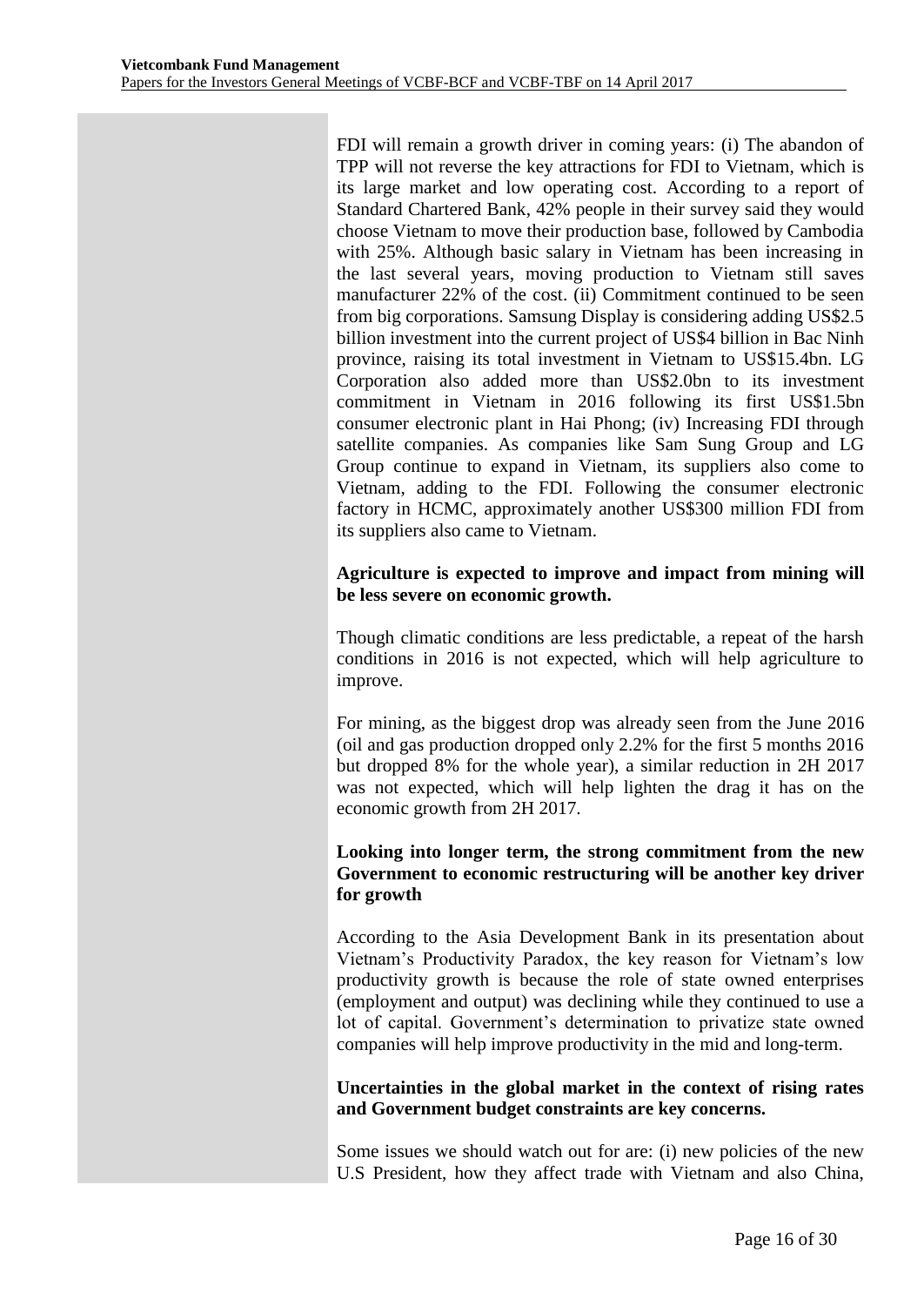FDI will remain a growth driver in coming years: (i) The abandon of TPP will not reverse the key attractions for FDI to Vietnam, which is its large market and low operating cost. According to a report of Standard Chartered Bank, 42% people in their survey said they would choose Vietnam to move their production base, followed by Cambodia with 25%. Although basic salary in Vietnam has been increasing in the last several years, moving production to Vietnam still saves manufacturer 22% of the cost. (ii) Commitment continued to be seen from big corporations. Samsung Display is considering adding US$2.5 billion investment into the current project of US$4 billion in Bac Ninh province, raising its total investment in Vietnam to US$15.4bn. LG Corporation also added more than US$2.0bn to its investment commitment in Vietnam in 2016 following its first US$1.5bn consumer electronic plant in Hai Phong; (iv) Increasing FDI through satellite companies. As companies like Sam Sung Group and LG Group continue to expand in Vietnam, its suppliers also come to Vietnam, adding to the FDI. Following the consumer electronic factory in HCMC, approximately another US$300 million FDI from its suppliers also came to Vietnam.

**Agriculture is expected to improve and impact from mining will be less severe on economic growth.**

Though climatic conditions are less predictable, a repeat of the harsh conditions in 2016 is not expected, which will help agriculture to improve.

For mining, as the biggest drop was already seen from the June 2016 (oil and gas production dropped only 2.2% for the first 5 months 2016 but dropped 8% for the whole year), a similar reduction in 2H 2017 was not expected, which will help lighten the drag it has on the economic growth from 2H 2017.

**Looking into longer term, the strong commitment from the new Government to economic restructuring will be another key driver for growth**

According to the Asia Development Bank in its presentation about Vietnam's Productivity Paradox, the key reason for Vietnam's low productivity growth is because the role of state owned enterprises (employment and output) was declining while they continued to use a lot of capital. Government's determination to privatize state owned companies will help improve productivity in the mid and long-term.

**Uncertainties in the global market in the context of rising rates and Government budget constraints are key concerns.**

Some issues we should watch out for are: (i) new policies of the new U.S President, how they affect trade with Vietnam and also China,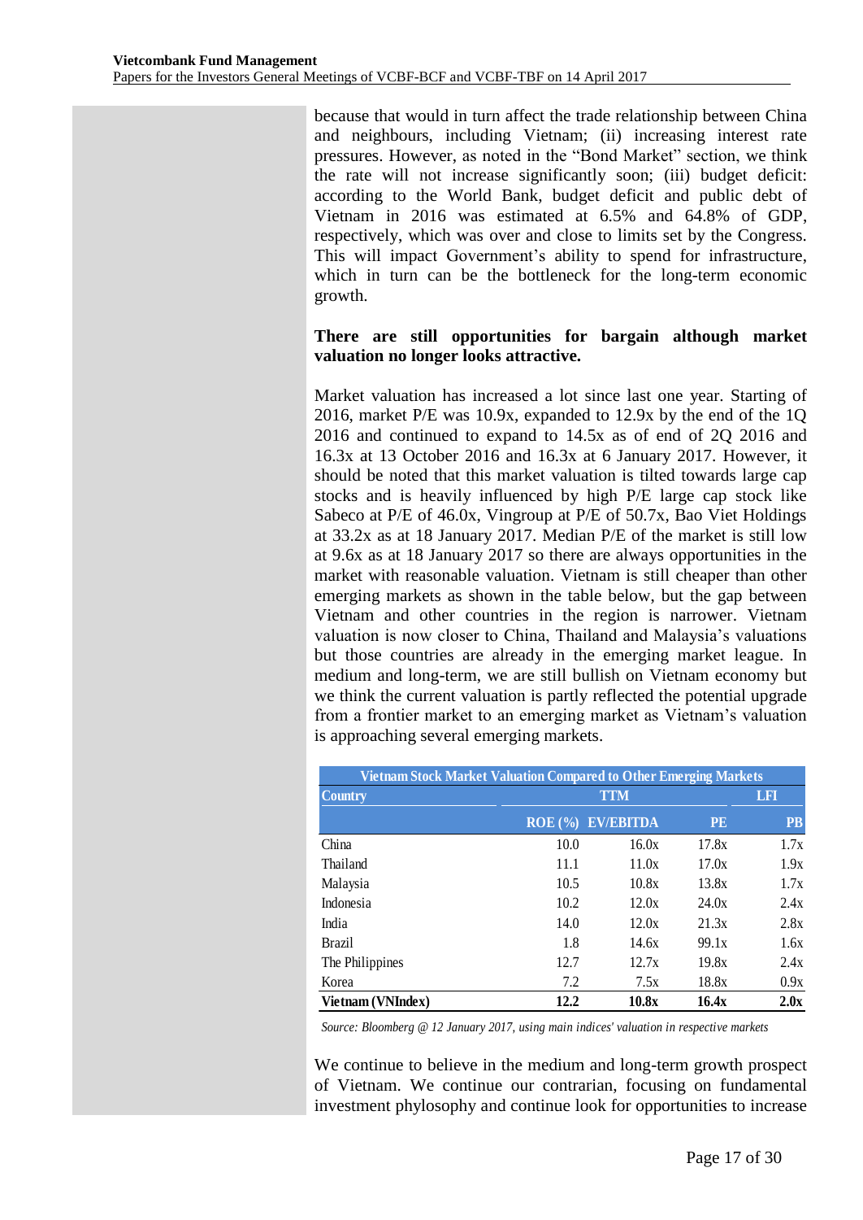because that would in turn affect the trade relationship between China and neighbours, including Vietnam; (ii) increasing interest rate pressures. However, as noted in the "Bond Market" section, we think the rate will not increase significantly soon; (iii) budget deficit: according to the World Bank, budget deficit and public debt of Vietnam in 2016 was estimated at 6.5% and 64.8% of GDP, respectively, which was over and close to limits set by the Congress. This will impact Government's ability to spend for infrastructure, which in turn can be the bottleneck for the long-term economic growth.

**There are still opportunities for bargain although market valuation no longer looks attractive.**

Market valuation has increased a lot since last one year. Starting of 2016, market P/E was 10.9x, expanded to 12.9x by the end of the 1Q 2016 and continued to expand to 14.5x as of end of 2Q 2016 and 16.3x at 13 October 2016 and 16.3x at 6 January 2017. However, it should be noted that this market valuation is tilted towards large cap stocks and is heavily influenced by high P/E large cap stock like Sabeco at P/E of 46.0x, Vingroup at P/E of 50.7x, Bao Viet Holdings at 33.2x as at 18 January 2017. Median P/E of the market is still low at 9.6x as at 18 January 2017 so there are always opportunities in the market with reasonable valuation. Vietnam is still cheaper than other emerging markets as shown in the table below, but the gap between Vietnam and other countries in the region is narrower. Vietnam valuation is now closer to China, Thailand and Malaysia's valuations but those countries are already in the emerging market league. In medium and long-term, we are still bullish on Vietnam economy but we think the current valuation is partly reflected the potential upgrade from a frontier market to an emerging market as Vietnam's valuation is approaching several emerging markets.

**Vietnam Stock Market Valuation Compared to Other Emerging Markets**

| Country | TTM | | | LFI |
|---|---|---|---|---|
| | ROE (%) | EV/EBITDA | PE | PB |
| China | 10.0 | 16.0x | 17.8x | 1.7x |
| Thailand | 11.1 | 11.0x | 17.0x | 1.9x |
| Malaysia | 10.5 | 10.8x | 13.8x | 1.7x |
| Indonesia | 10.2 | 12.0x | 24.0x | 2.4x |
| India | 14.0 | 12.0x | 21.3x | 2.8x |
| Brazil | 1.8 | 14.6x | 99.1x | 1.6x |
| The Philippines | 12.7 | 12.7x | 19.8x | 2.4x |
| Korea | 7.2 | 7.5x | 18.8x | 0.9x |
| **Vietnam (VNIndex)** | **12.2** | **10.8x** | **16.4x** | **2.0x** |

*Source: Bloomberg @ 12 January 2017, using main indices' valuation in respective markets*

We continue to believe in the medium and long-term growth prospect of Vietnam. We continue our contrarian, focusing on fundamental investment phylosophy and continue look for opportunities to increase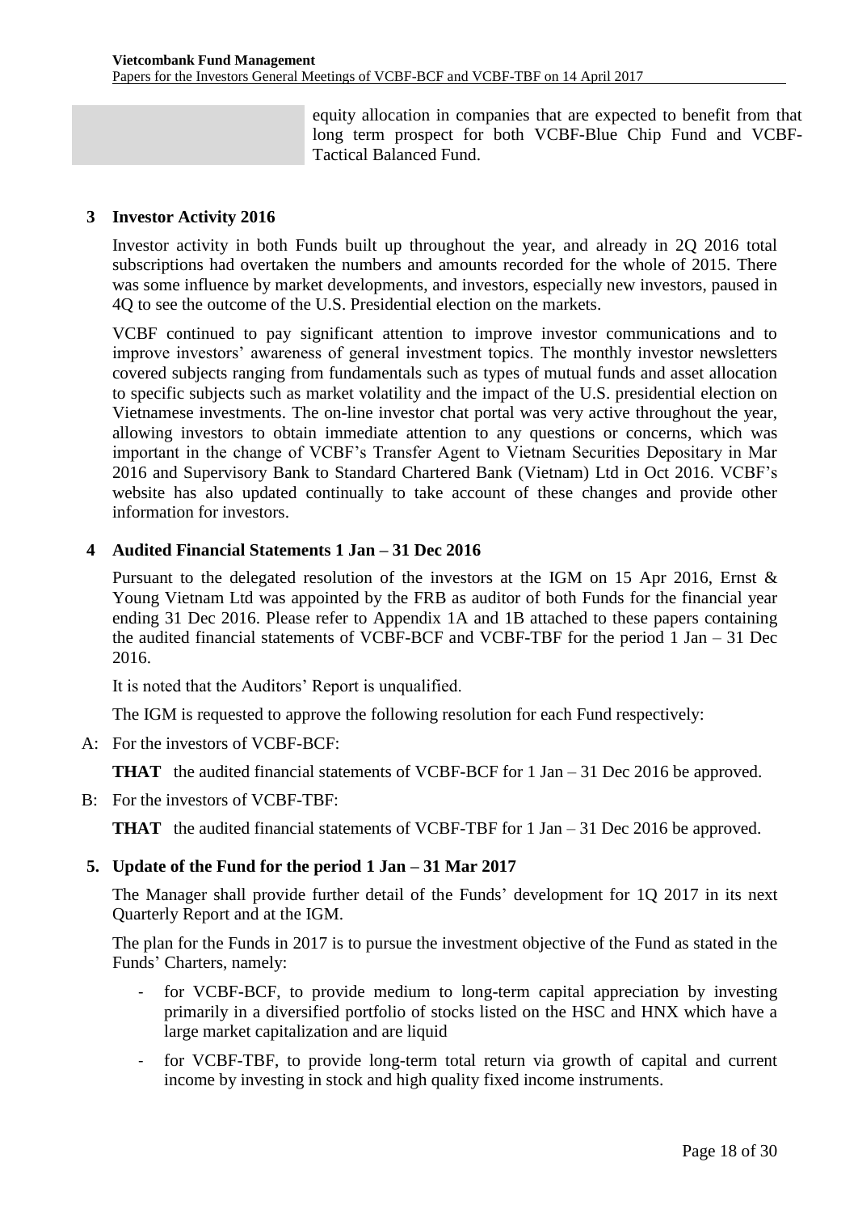equity allocation in companies that are expected to benefit from that long term prospect for both VCBF-Blue Chip Fund and VCBF-Tactical Balanced Fund.

## 3 Investor Activity 2016

Investor activity in both Funds built up throughout the year, and already in 2Q 2016 total subscriptions had overtaken the numbers and amounts recorded for the whole of 2015. There was some influence by market developments, and investors, especially new investors, paused in 4Q to see the outcome of the U.S. Presidential election on the markets.

VCBF continued to pay significant attention to improve investor communications and to improve investors' awareness of general investment topics. The monthly investor newsletters covered subjects ranging from fundamentals such as types of mutual funds and asset allocation to specific subjects such as market volatility and the impact of the U.S. presidential election on Vietnamese investments. The on-line investor chat portal was very active throughout the year, allowing investors to obtain immediate attention to any questions or concerns, which was important in the change of VCBF's Transfer Agent to Vietnam Securities Depositary in Mar 2016 and Supervisory Bank to Standard Chartered Bank (Vietnam) Ltd in Oct 2016. VCBF's website has also updated continually to take account of these changes and provide other information for investors.

## 4 Audited Financial Statements 1 Jan – 31 Dec 2016

Pursuant to the delegated resolution of the investors at the IGM on 15 Apr 2016, Ernst & Young Vietnam Ltd was appointed by the FRB as auditor of both Funds for the financial year ending 31 Dec 2016. Please refer to Appendix 1A and 1B attached to these papers containing the audited financial statements of VCBF-BCF and VCBF-TBF for the period 1 Jan – 31 Dec 2016.

It is noted that the Auditors' Report is unqualified.

The IGM is requested to approve the following resolution for each Fund respectively:

A: For the investors of VCBF-BCF:

**THAT** the audited financial statements of VCBF-BCF for 1 Jan – 31 Dec 2016 be approved.

B: For the investors of VCBF-TBF:

**THAT** the audited financial statements of VCBF-TBF for 1 Jan – 31 Dec 2016 be approved.

## 5. Update of the Fund for the period 1 Jan – 31 Mar 2017

The Manager shall provide further detail of the Funds' development for 1Q 2017 in its next Quarterly Report and at the IGM.

The plan for the Funds in 2017 is to pursue the investment objective of the Fund as stated in the Funds' Charters, namely:

- for VCBF-BCF, to provide medium to long-term capital appreciation by investing primarily in a diversified portfolio of stocks listed on the HSC and HNX which have a large market capitalization and are liquid
- for VCBF-TBF, to provide long-term total return via growth of capital and current income by investing in stock and high quality fixed income instruments.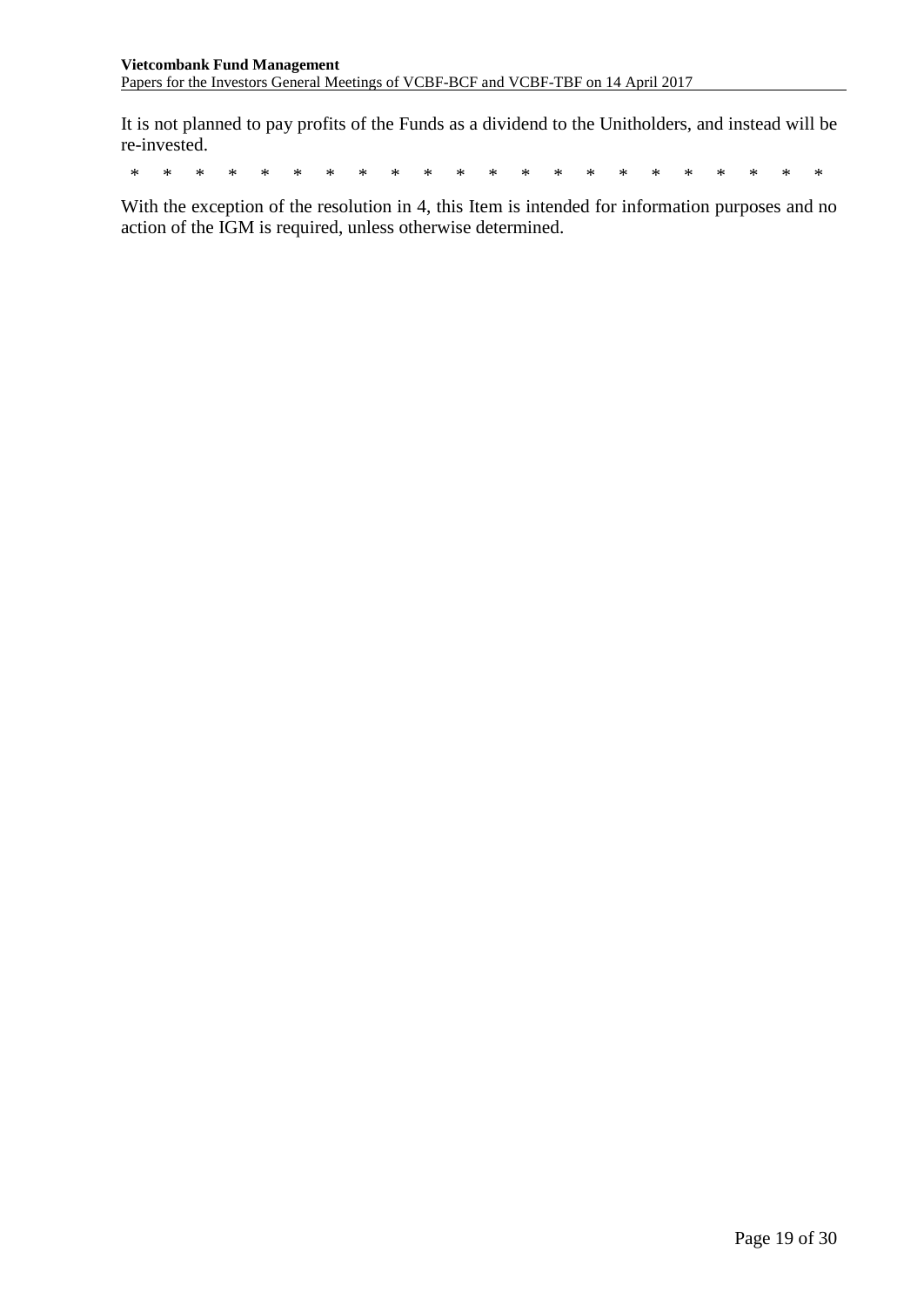It is not planned to pay profits of the Funds as a dividend to the Unitholders, and instead will be re-invested.

* * * * * * * * * * * * * * * * * * * * * * *

With the exception of the resolution in 4, this Item is intended for information purposes and no action of the IGM is required, unless otherwise determined.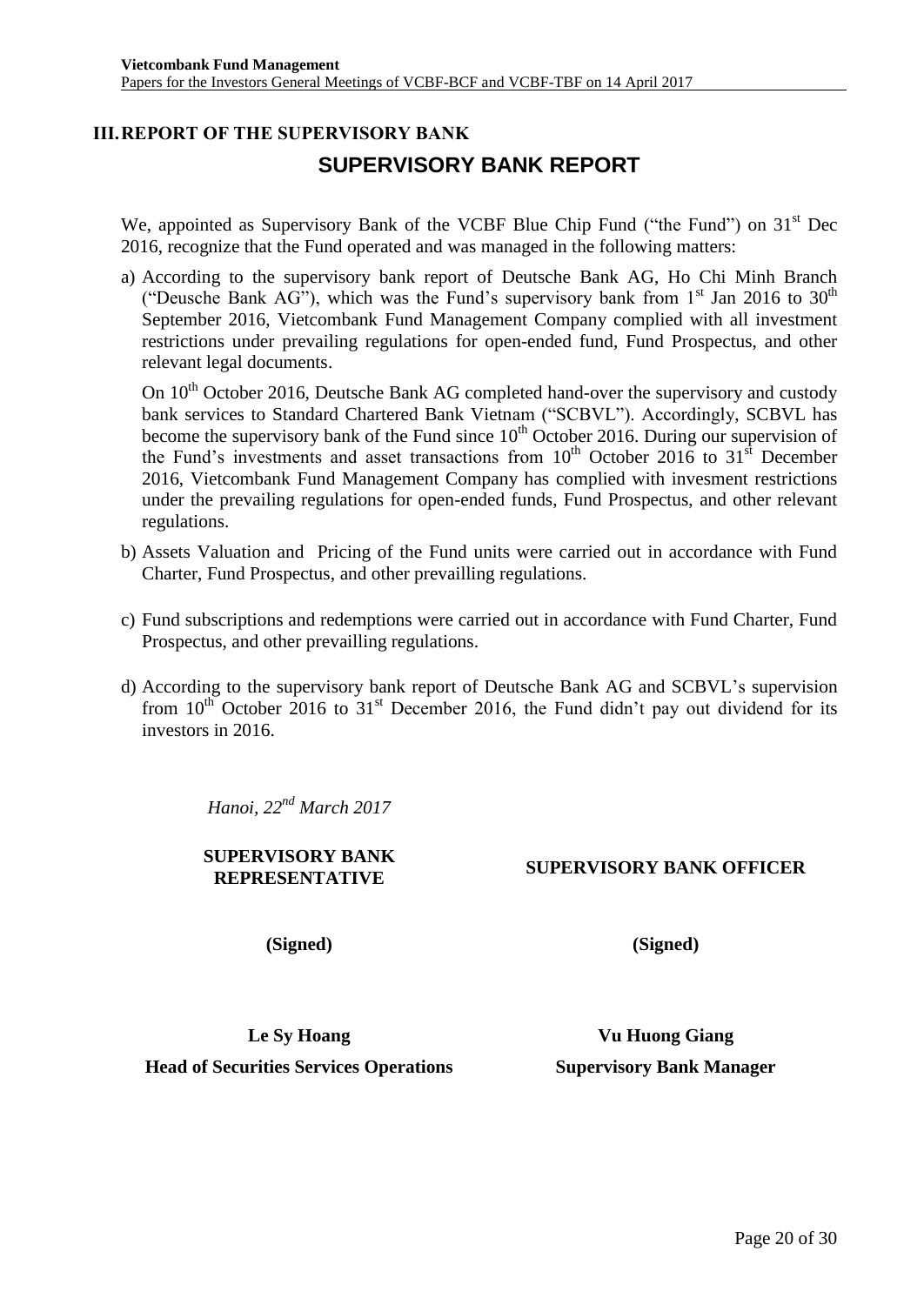## III. REPORT OF THE SUPERVISORY BANK

# SUPERVISORY BANK REPORT

We, appointed as Supervisory Bank of the VCBF Blue Chip Fund ("the Fund") on 31st Dec 2016, recognize that the Fund operated and was managed in the following matters:

a) According to the supervisory bank report of Deutsche Bank AG, Ho Chi Minh Branch ("Deusche Bank AG"), which was the Fund's supervisory bank from 1st Jan 2016 to 30th September 2016, Vietcombank Fund Management Company complied with all investment restrictions under prevailing regulations for open-ended fund, Fund Prospectus, and other relevant legal documents.

   On 10th October 2016, Deutsche Bank AG completed hand-over the supervisory and custody bank services to Standard Chartered Bank Vietnam ("SCBVL"). Accordingly, SCBVL has become the supervisory bank of the Fund since 10th October 2016. During our supervision of the Fund's investments and asset transactions from 10th October 2016 to 31st December 2016, Vietcombank Fund Management Company has complied with invesment restrictions under the prevailing regulations for open-ended funds, Fund Prospectus, and other relevant regulations.

b) Assets Valuation and Pricing of the Fund units were carried out in accordance with Fund Charter, Fund Prospectus, and other prevailling regulations.

c) Fund subscriptions and redemptions were carried out in accordance with Fund Charter, Fund Prospectus, and other prevailling regulations.

d) According to the supervisory bank report of Deutsche Bank AG and SCBVL's supervision from 10th October 2016 to 31st December 2016, the Fund didn't pay out dividend for its investors in 2016.

*Hanoi, 22nd March 2017*

| **SUPERVISORY BANK REPRESENTATIVE** | **SUPERVISORY BANK OFFICER** |
|---|---|
| **(Signed)** | **(Signed)** |
| **Le Sy Hoang** | **Vu Huong Giang** |
| **Head of Securities Services Operations** | **Supervisory Bank Manager** |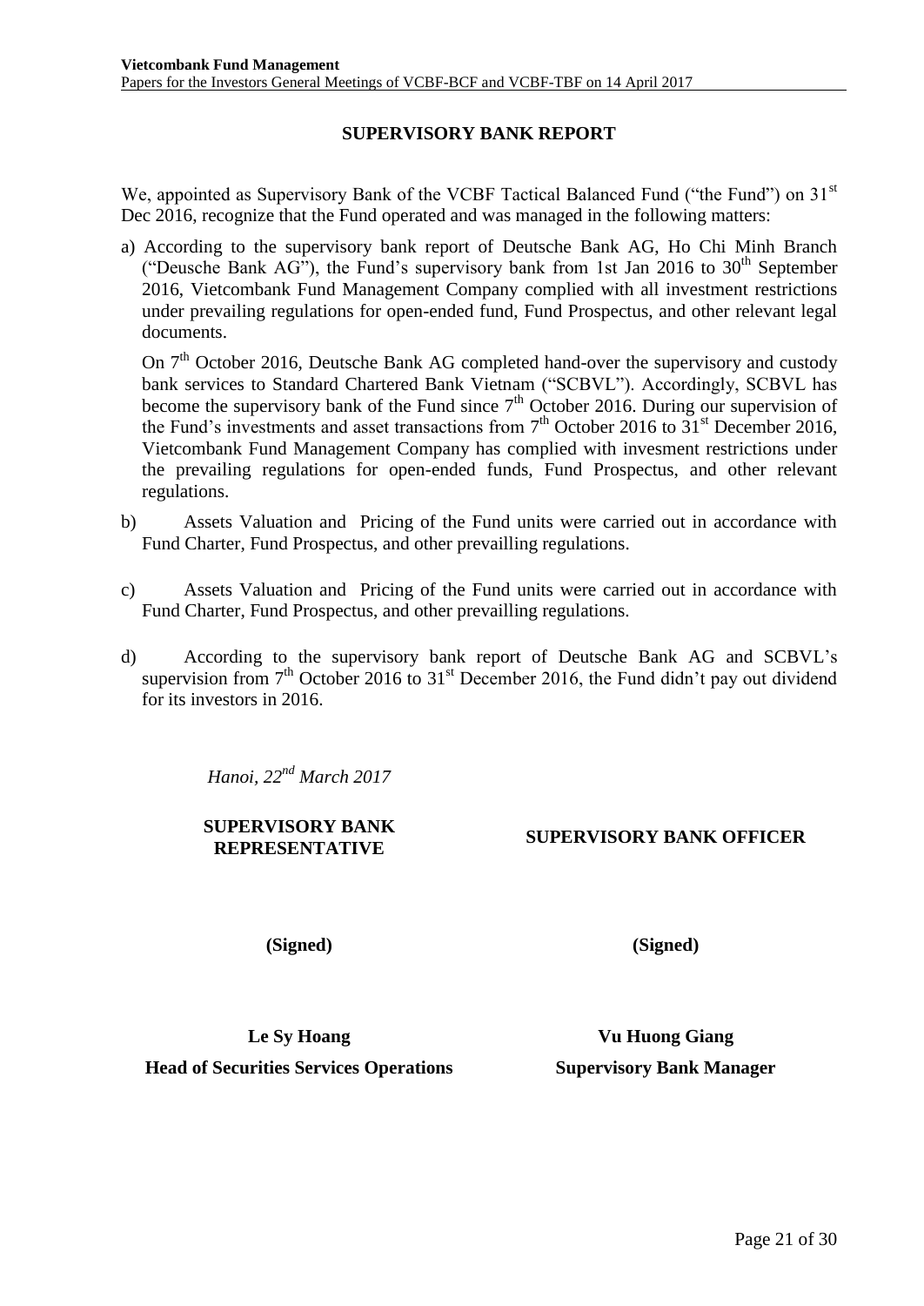## SUPERVISORY BANK REPORT

We, appointed as Supervisory Bank of the VCBF Tactical Balanced Fund ("the Fund") on 31st Dec 2016, recognize that the Fund operated and was managed in the following matters:

a) According to the supervisory bank report of Deutsche Bank AG, Ho Chi Minh Branch ("Deusche Bank AG"), the Fund's supervisory bank from 1st Jan 2016 to 30th September 2016, Vietcombank Fund Management Company complied with all investment restrictions under prevailing regulations for open-ended fund, Fund Prospectus, and other relevant legal documents.

   On 7th October 2016, Deutsche Bank AG completed hand-over the supervisory and custody bank services to Standard Chartered Bank Vietnam ("SCBVL"). Accordingly, SCBVL has become the supervisory bank of the Fund since 7th October 2016. During our supervision of the Fund's investments and asset transactions from 7th October 2016 to 31st December 2016, Vietcombank Fund Management Company has complied with invesment restrictions under the prevailing regulations for open-ended funds, Fund Prospectus, and other relevant regulations.

b) Assets Valuation and Pricing of the Fund units were carried out in accordance with Fund Charter, Fund Prospectus, and other prevailling regulations.

c) Assets Valuation and Pricing of the Fund units were carried out in accordance with Fund Charter, Fund Prospectus, and other prevailling regulations.

d) According to the supervisory bank report of Deutsche Bank AG and SCBVL's supervision from 7th October 2016 to 31st December 2016, the Fund didn't pay out dividend for its investors in 2016.

*Hanoi, 22nd March 2017*

| **SUPERVISORY BANK REPRESENTATIVE** | **SUPERVISORY BANK OFFICER** |
|---|---|
| **(Signed)** | **(Signed)** |
| **Le Sy Hoang** | **Vu Huong Giang** |
| **Head of Securities Services Operations** | **Supervisory Bank Manager** |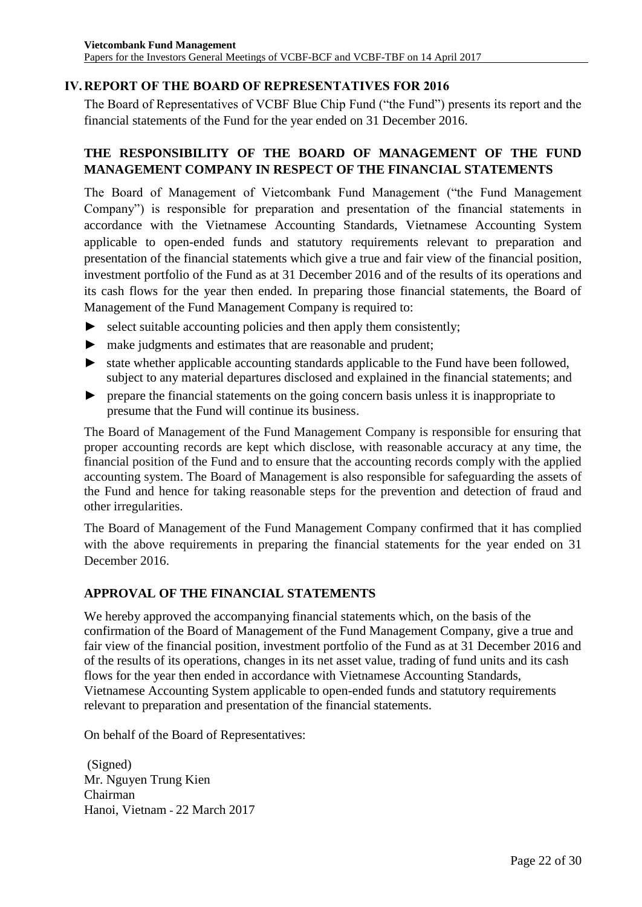## IV. REPORT OF THE BOARD OF REPRESENTATIVES FOR 2016

The Board of Representatives of VCBF Blue Chip Fund ("the Fund") presents its report and the financial statements of the Fund for the year ended on 31 December 2016.

### THE RESPONSIBILITY OF THE BOARD OF MANAGEMENT OF THE FUND MANAGEMENT COMPANY IN RESPECT OF THE FINANCIAL STATEMENTS

The Board of Management of Vietcombank Fund Management ("the Fund Management Company") is responsible for preparation and presentation of the financial statements in accordance with the Vietnamese Accounting Standards, Vietnamese Accounting System applicable to open-ended funds and statutory requirements relevant to preparation and presentation of the financial statements which give a true and fair view of the financial position, investment portfolio of the Fund as at 31 December 2016 and of the results of its operations and its cash flows for the year then ended. In preparing those financial statements, the Board of Management of the Fund Management Company is required to:

- ► select suitable accounting policies and then apply them consistently;
- ► make judgments and estimates that are reasonable and prudent;
- ► state whether applicable accounting standards applicable to the Fund have been followed, subject to any material departures disclosed and explained in the financial statements; and
- ► prepare the financial statements on the going concern basis unless it is inappropriate to presume that the Fund will continue its business.

The Board of Management of the Fund Management Company is responsible for ensuring that proper accounting records are kept which disclose, with reasonable accuracy at any time, the financial position of the Fund and to ensure that the accounting records comply with the applied accounting system. The Board of Management is also responsible for safeguarding the assets of the Fund and hence for taking reasonable steps for the prevention and detection of fraud and other irregularities.

The Board of Management of the Fund Management Company confirmed that it has complied with the above requirements in preparing the financial statements for the year ended on 31 December 2016.

### APPROVAL OF THE FINANCIAL STATEMENTS

We hereby approved the accompanying financial statements which, on the basis of the confirmation of the Board of Management of the Fund Management Company, give a true and fair view of the financial position, investment portfolio of the Fund as at 31 December 2016 and of the results of its operations, changes in its net asset value, trading of fund units and its cash flows for the year then ended in accordance with Vietnamese Accounting Standards, Vietnamese Accounting System applicable to open-ended funds and statutory requirements relevant to preparation and presentation of the financial statements.

On behalf of the Board of Representatives:

(Signed)
Mr. Nguyen Trung Kien
Chairman
Hanoi, Vietnam - 22 March 2017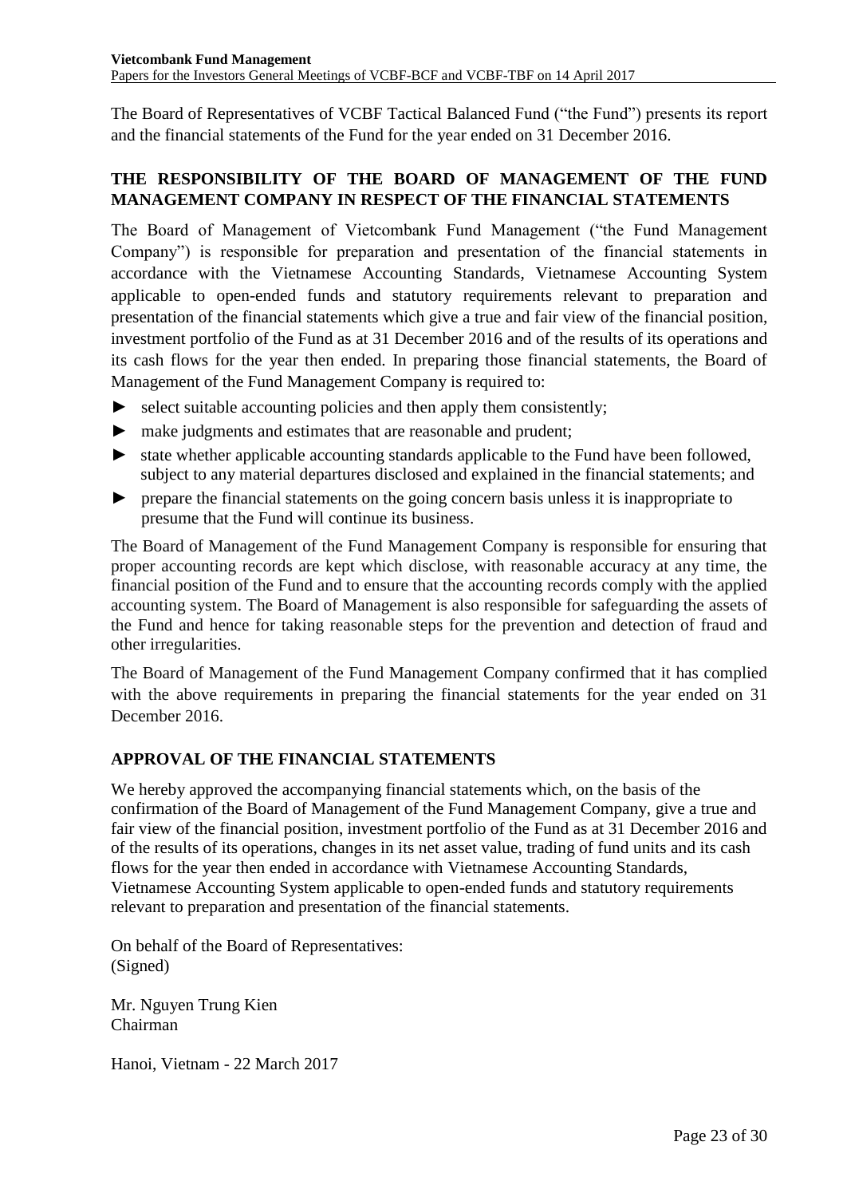The Board of Representatives of VCBF Tactical Balanced Fund ("the Fund") presents its report and the financial statements of the Fund for the year ended on 31 December 2016.

## THE RESPONSIBILITY OF THE BOARD OF MANAGEMENT OF THE FUND MANAGEMENT COMPANY IN RESPECT OF THE FINANCIAL STATEMENTS

The Board of Management of Vietcombank Fund Management ("the Fund Management Company") is responsible for preparation and presentation of the financial statements in accordance with the Vietnamese Accounting Standards, Vietnamese Accounting System applicable to open-ended funds and statutory requirements relevant to preparation and presentation of the financial statements which give a true and fair view of the financial position, investment portfolio of the Fund as at 31 December 2016 and of the results of its operations and its cash flows for the year then ended. In preparing those financial statements, the Board of Management of the Fund Management Company is required to:

- select suitable accounting policies and then apply them consistently;
- make judgments and estimates that are reasonable and prudent;
- state whether applicable accounting standards applicable to the Fund have been followed, subject to any material departures disclosed and explained in the financial statements; and
- prepare the financial statements on the going concern basis unless it is inappropriate to presume that the Fund will continue its business.

The Board of Management of the Fund Management Company is responsible for ensuring that proper accounting records are kept which disclose, with reasonable accuracy at any time, the financial position of the Fund and to ensure that the accounting records comply with the applied accounting system. The Board of Management is also responsible for safeguarding the assets of the Fund and hence for taking reasonable steps for the prevention and detection of fraud and other irregularities.

The Board of Management of the Fund Management Company confirmed that it has complied with the above requirements in preparing the financial statements for the year ended on 31 December 2016.

## APPROVAL OF THE FINANCIAL STATEMENTS

We hereby approved the accompanying financial statements which, on the basis of the confirmation of the Board of Management of the Fund Management Company, give a true and fair view of the financial position, investment portfolio of the Fund as at 31 December 2016 and of the results of its operations, changes in its net asset value, trading of fund units and its cash flows for the year then ended in accordance with Vietnamese Accounting Standards, Vietnamese Accounting System applicable to open-ended funds and statutory requirements relevant to preparation and presentation of the financial statements.

On behalf of the Board of Representatives:
(Signed)

Mr. Nguyen Trung Kien
Chairman

Hanoi, Vietnam - 22 March 2017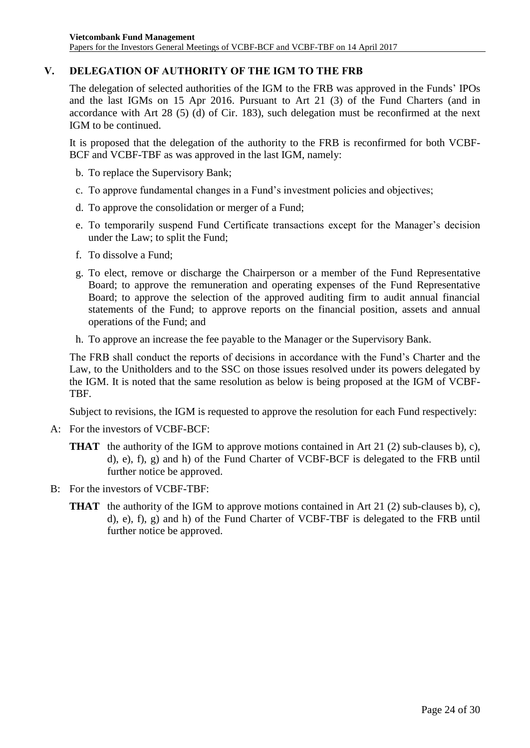## V. DELEGATION OF AUTHORITY OF THE IGM TO THE FRB

The delegation of selected authorities of the IGM to the FRB was approved in the Funds' IPOs and the last IGMs on 15 Apr 2016. Pursuant to Art 21 (3) of the Fund Charters (and in accordance with Art 28 (5) (d) of Cir. 183), such delegation must be reconfirmed at the next IGM to be continued.

It is proposed that the delegation of the authority to the FRB is reconfirmed for both VCBF-BCF and VCBF-TBF as was approved in the last IGM, namely:

b. To replace the Supervisory Bank;

c. To approve fundamental changes in a Fund's investment policies and objectives;

d. To approve the consolidation or merger of a Fund;

e. To temporarily suspend Fund Certificate transactions except for the Manager's decision under the Law; to split the Fund;

f. To dissolve a Fund;

g. To elect, remove or discharge the Chairperson or a member of the Fund Representative Board; to approve the remuneration and operating expenses of the Fund Representative Board; to approve the selection of the approved auditing firm to audit annual financial statements of the Fund; to approve reports on the financial position, assets and annual operations of the Fund; and

h. To approve an increase the fee payable to the Manager or the Supervisory Bank.

The FRB shall conduct the reports of decisions in accordance with the Fund's Charter and the Law, to the Unitholders and to the SSC on those issues resolved under its powers delegated by the IGM. It is noted that the same resolution as below is being proposed at the IGM of VCBF-TBF.

Subject to revisions, the IGM is requested to approve the resolution for each Fund respectively:

A: For the investors of VCBF-BCF:

**THAT** the authority of the IGM to approve motions contained in Art 21 (2) sub-clauses b), c), d), e), f), g) and h) of the Fund Charter of VCBF-BCF is delegated to the FRB until further notice be approved.

B: For the investors of VCBF-TBF:

**THAT** the authority of the IGM to approve motions contained in Art 21 (2) sub-clauses b), c), d), e), f), g) and h) of the Fund Charter of VCBF-TBF is delegated to the FRB until further notice be approved.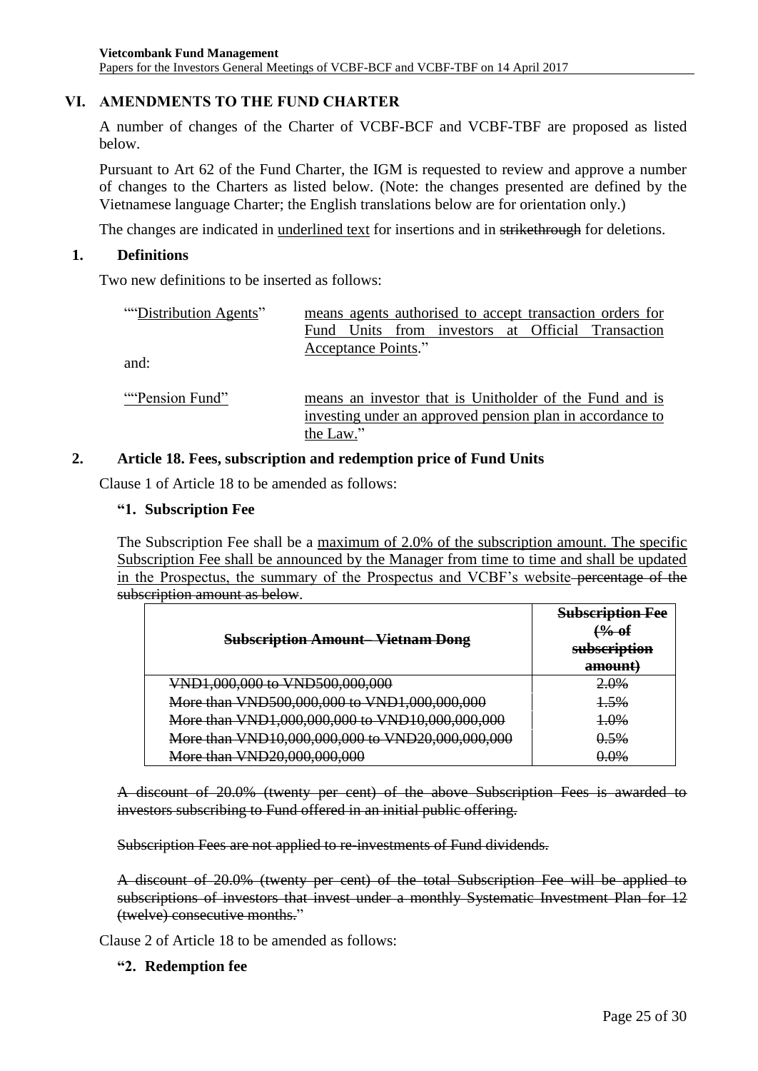## VI. AMENDMENTS TO THE FUND CHARTER

A number of changes of the Charter of VCBF-BCF and VCBF-TBF are proposed as listed below.

Pursuant to Art 62 of the Fund Charter, the IGM is requested to review and approve a number of changes to the Charters as listed below. (Note: the changes presented are defined by the Vietnamese language Charter; the English translations below are for orientation only.)

The changes are indicated in <u>underlined text</u> for insertions and in ~~strikethrough~~ for deletions.

### 1. Definitions

Two new definitions to be inserted as follows:

""<u>Distribution Agents</u>" <u>means agents authorised to accept transaction orders for Fund Units from investors at Official Transaction Acceptance Points</u>."

and:

""<u>Pension Fund</u>" <u>means an investor that is Unitholder of the Fund and is investing under an approved pension plan in accordance to the Law</u>."

### 2. Article 18. Fees, subscription and redemption price of Fund Units

Clause 1 of Article 18 to be amended as follows:

**"1. Subscription Fee**

The Subscription Fee shall be a <u>maximum of 2.0% of the subscription amount. The specific Subscription Fee shall be announced by the Manager from time to time and shall be updated in the Prospectus, the summary of the Prospectus and VCBF's website</u>~~ percentage of the subscription amount as below~~.

| ~~**Subscription Amount - Vietnam Dong**~~ | ~~**Subscription Fee (% of subscription amount)**~~ |
|---|---|
| ~~VND1,000,000 to VND500,000,000~~ | ~~2.0%~~ |
| ~~More than VND500,000,000 to VND1,000,000,000~~ | ~~1.5%~~ |
| ~~More than VND1,000,000,000 to VND10,000,000,000~~ | ~~1.0%~~ |
| ~~More than VND10,000,000,000 to VND20,000,000,000~~ | ~~0.5%~~ |
| ~~More than VND20,000,000,000~~ | ~~0.0%~~ |

~~A discount of 20.0% (twenty per cent) of the above Subscription Fees is awarded to investors subscribing to Fund offered in an initial public offering.~~

~~Subscription Fees are not applied to re-investments of Fund dividends.~~

~~A discount of 20.0% (twenty per cent) of the total Subscription Fee will be applied to subscriptions of investors that invest under a monthly Systematic Investment Plan for 12 (twelve) consecutive months.~~"

Clause 2 of Article 18 to be amended as follows:

**"2. Redemption fee**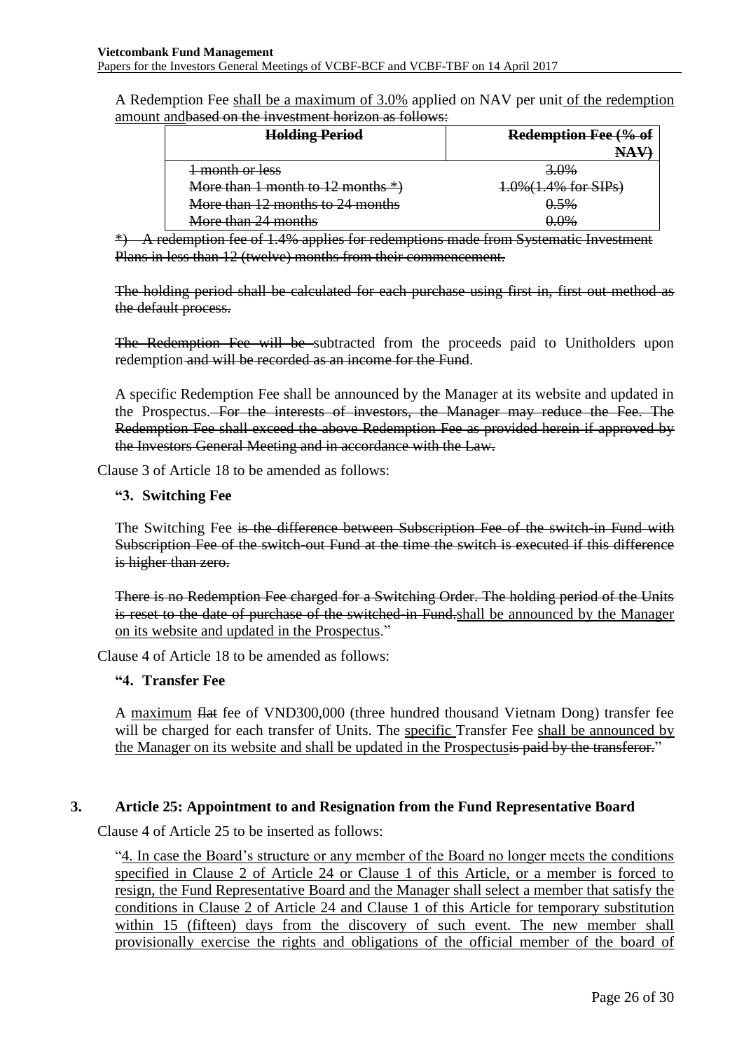A Redemption Fee shall be a maximum of 3.0% applied on NAV per unit of the redemption amount and~~based on the investment horizon as follows:~~

| ~~Holding Period~~ | ~~Redemption Fee (% of NAV)~~ |
|---|---|
| ~~1 month or less~~ | ~~3.0%~~ |
| ~~More than 1 month to 12 months *)~~ | ~~1.0%(1.4% for SIPs)~~ |
| ~~More than 12 months to 24 months~~ | ~~0.5%~~ |
| ~~More than 24 months~~ | ~~0.0%~~ |

~~*) A redemption fee of 1.4% applies for redemptions made from Systematic Investment Plans in less than 12 (twelve) months from their commencement.~~

~~The holding period shall be calculated for each purchase using first in, first out method as the default process.~~

~~The Redemption Fee will be~~ subtracted from the proceeds paid to Unitholders upon redemption~~ and will be recorded as an income for the Fund~~.

A specific Redemption Fee shall be announced by the Manager at its website and updated in the Prospectus.~~ For the interests of investors, the Manager may reduce the Fee. The Redemption Fee shall exceed the above Redemption Fee as provided herein if approved by the Investors General Meeting and in accordance with the Law.~~

Clause 3 of Article 18 to be amended as follows:

**"3. Switching Fee**

The Switching Fee ~~is the difference between Subscription Fee of the switch-in Fund with Subscription Fee of the switch-out Fund at the time the switch is executed if this difference is higher than zero.~~

~~There is no Redemption Fee charged for a Switching Order. The holding period of the Units is reset to the date of purchase of the switched-in Fund.~~shall be announced by the Manager on its website and updated in the Prospectus."

Clause 4 of Article 18 to be amended as follows:

**"4. Transfer Fee**

A maximum ~~flat~~ fee of VND300,000 (three hundred thousand Vietnam Dong) transfer fee will be charged for each transfer of Units. The specific Transfer Fee shall be announced by the Manager on its website and shall be updated in the Prospectus~~is paid by the transferor.~~"

## 3. Article 25: Appointment to and Resignation from the Fund Representative Board

Clause 4 of Article 25 to be inserted as follows:

"4. In case the Board's structure or any member of the Board no longer meets the conditions specified in Clause 2 of Article 24 or Clause 1 of this Article, or a member is forced to resign, the Fund Representative Board and the Manager shall select a member that satisfy the conditions in Clause 2 of Article 24 and Clause 1 of this Article for temporary substitution within 15 (fifteen) days from the discovery of such event. The new member shall provisionally exercise the rights and obligations of the official member of the board of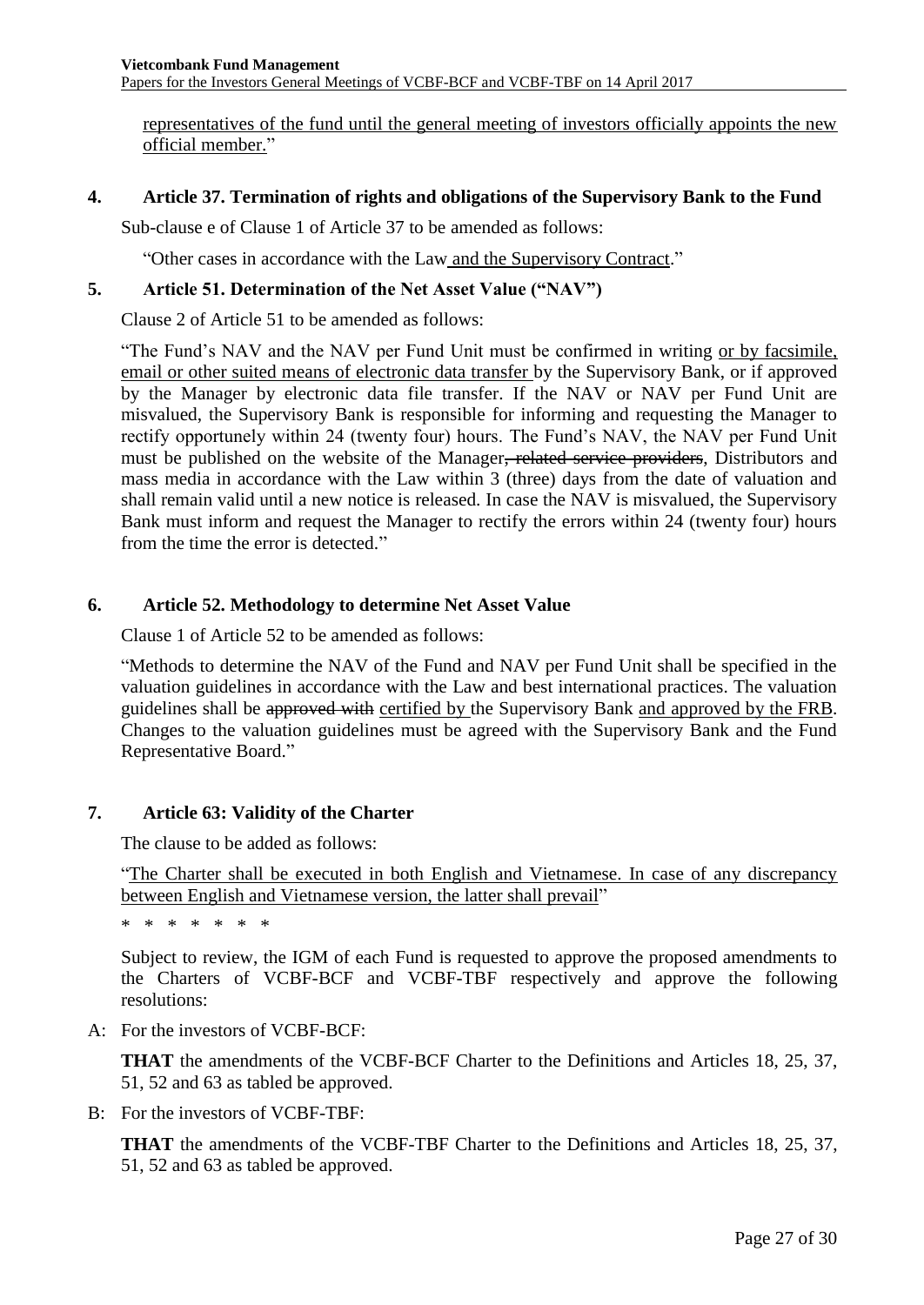representatives of the fund until the general meeting of investors officially appoints the new official member."

**4. Article 37. Termination of rights and obligations of the Supervisory Bank to the Fund**

Sub-clause e of Clause 1 of Article 37 to be amended as follows:

"Other cases in accordance with the Law and the Supervisory Contract."

**5. Article 51. Determination of the Net Asset Value ("NAV")**

Clause 2 of Article 51 to be amended as follows:

"The Fund's NAV and the NAV per Fund Unit must be confirmed in writing or by facsimile, email or other suited means of electronic data transfer by the Supervisory Bank, or if approved by the Manager by electronic data file transfer. If the NAV or NAV per Fund Unit are misvalued, the Supervisory Bank is responsible for informing and requesting the Manager to rectify opportunely within 24 (twenty four) hours. The Fund's NAV, the NAV per Fund Unit must be published on the website of the Manager~~, related service providers~~, Distributors and mass media in accordance with the Law within 3 (three) days from the date of valuation and shall remain valid until a new notice is released. In case the NAV is misvalued, the Supervisory Bank must inform and request the Manager to rectify the errors within 24 (twenty four) hours from the time the error is detected."

**6. Article 52. Methodology to determine Net Asset Value**

Clause 1 of Article 52 to be amended as follows:

"Methods to determine the NAV of the Fund and NAV per Fund Unit shall be specified in the valuation guidelines in accordance with the Law and best international practices. The valuation guidelines shall be ~~approved with~~ certified by the Supervisory Bank and approved by the FRB. Changes to the valuation guidelines must be agreed with the Supervisory Bank and the Fund Representative Board."

**7. Article 63: Validity of the Charter**

The clause to be added as follows:

"The Charter shall be executed in both English and Vietnamese. In case of any discrepancy between English and Vietnamese version, the latter shall prevail"

\* \* \* \* \* \* \*

Subject to review, the IGM of each Fund is requested to approve the proposed amendments to the Charters of VCBF-BCF and VCBF-TBF respectively and approve the following resolutions:

A: For the investors of VCBF-BCF:

**THAT** the amendments of the VCBF-BCF Charter to the Definitions and Articles 18, 25, 37, 51, 52 and 63 as tabled be approved.

B: For the investors of VCBF-TBF:

**THAT** the amendments of the VCBF-TBF Charter to the Definitions and Articles 18, 25, 37, 51, 52 and 63 as tabled be approved.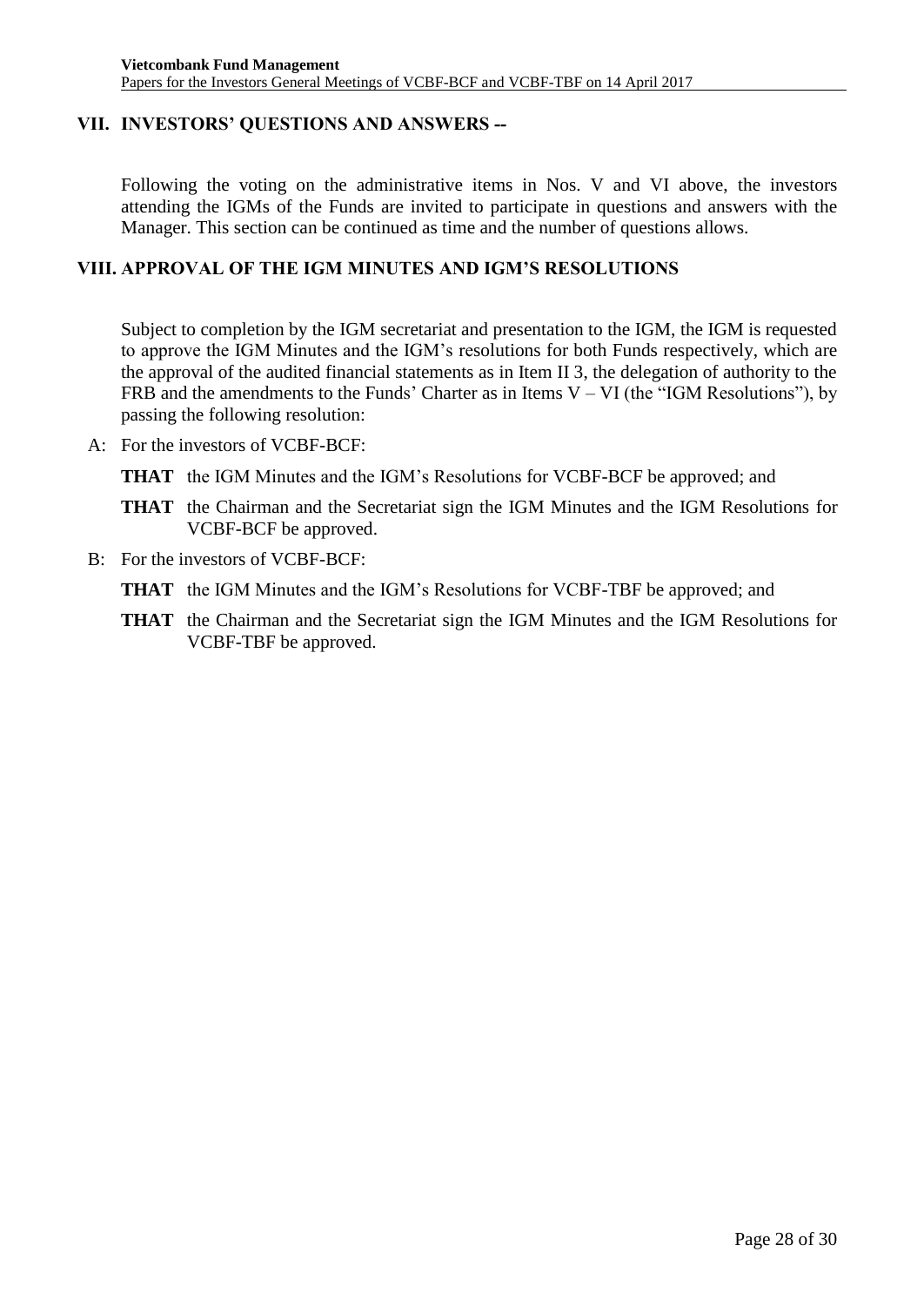## VII. INVESTORS' QUESTIONS AND ANSWERS --

Following the voting on the administrative items in Nos. V and VI above, the investors attending the IGMs of the Funds are invited to participate in questions and answers with the Manager. This section can be continued as time and the number of questions allows.

## VIII. APPROVAL OF THE IGM MINUTES AND IGM'S RESOLUTIONS

Subject to completion by the IGM secretariat and presentation to the IGM, the IGM is requested to approve the IGM Minutes and the IGM's resolutions for both Funds respectively, which are the approval of the audited financial statements as in Item II 3, the delegation of authority to the FRB and the amendments to the Funds' Charter as in Items V – VI (the "IGM Resolutions"), by passing the following resolution:

A: For the investors of VCBF-BCF:

**THAT** the IGM Minutes and the IGM's Resolutions for VCBF-BCF be approved; and

**THAT** the Chairman and the Secretariat sign the IGM Minutes and the IGM Resolutions for VCBF-BCF be approved.

B: For the investors of VCBF-BCF:

**THAT** the IGM Minutes and the IGM's Resolutions for VCBF-TBF be approved; and

**THAT** the Chairman and the Secretariat sign the IGM Minutes and the IGM Resolutions for VCBF-TBF be approved.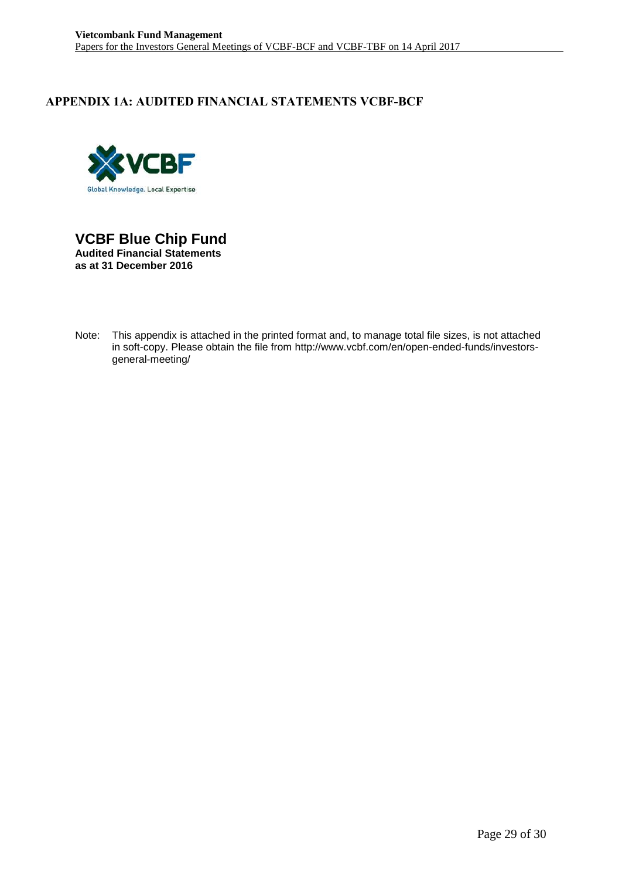## APPENDIX 1A: AUDITED FINANCIAL STATEMENTS VCBF-BCF

VCBF

Global Knowledge. Local Expertise

# VCBF Blue Chip Fund

**Audited Financial Statements**
**as at 31 December 2016**

Note: This appendix is attached in the printed format and, to manage total file sizes, is not attached in soft-copy. Please obtain the file from http://www.vcbf.com/en/open-ended-funds/investors-general-meeting/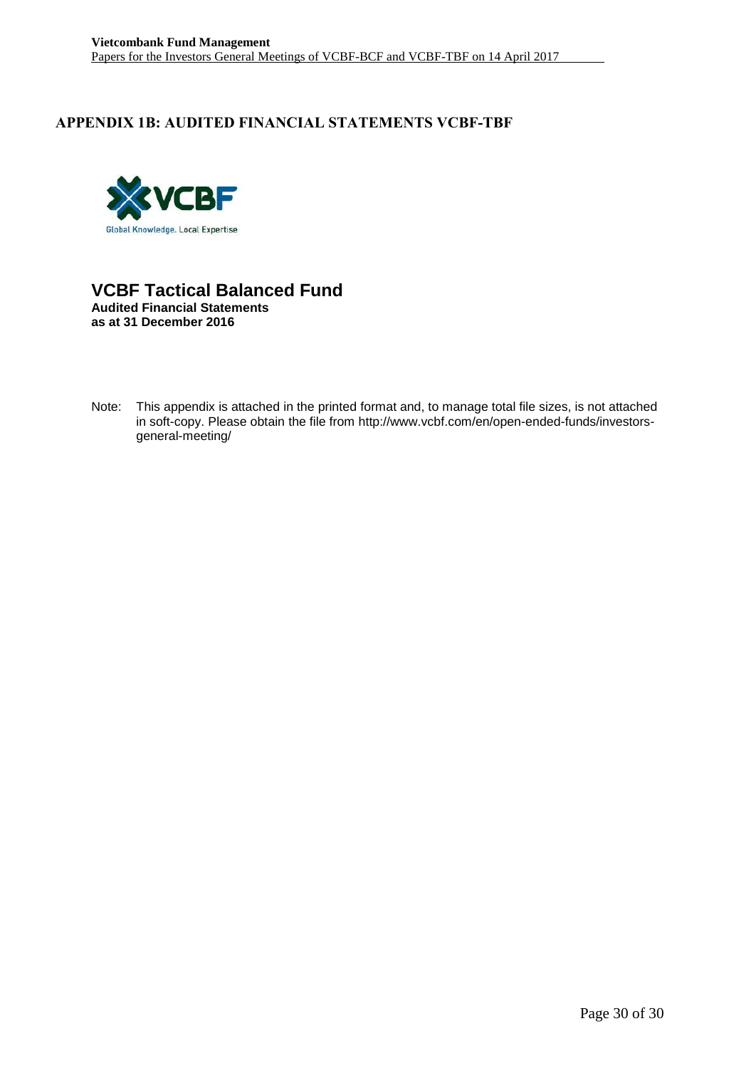## APPENDIX 1B: AUDITED FINANCIAL STATEMENTS VCBF-TBF

VCBF

Global Knowledge. Local Expertise

# VCBF Tactical Balanced Fund

**Audited Financial Statements**
**as at 31 December 2016**

Note: This appendix is attached in the printed format and, to manage total file sizes, is not attached in soft-copy. Please obtain the file from http://www.vcbf.com/en/open-ended-funds/investors-general-meeting/